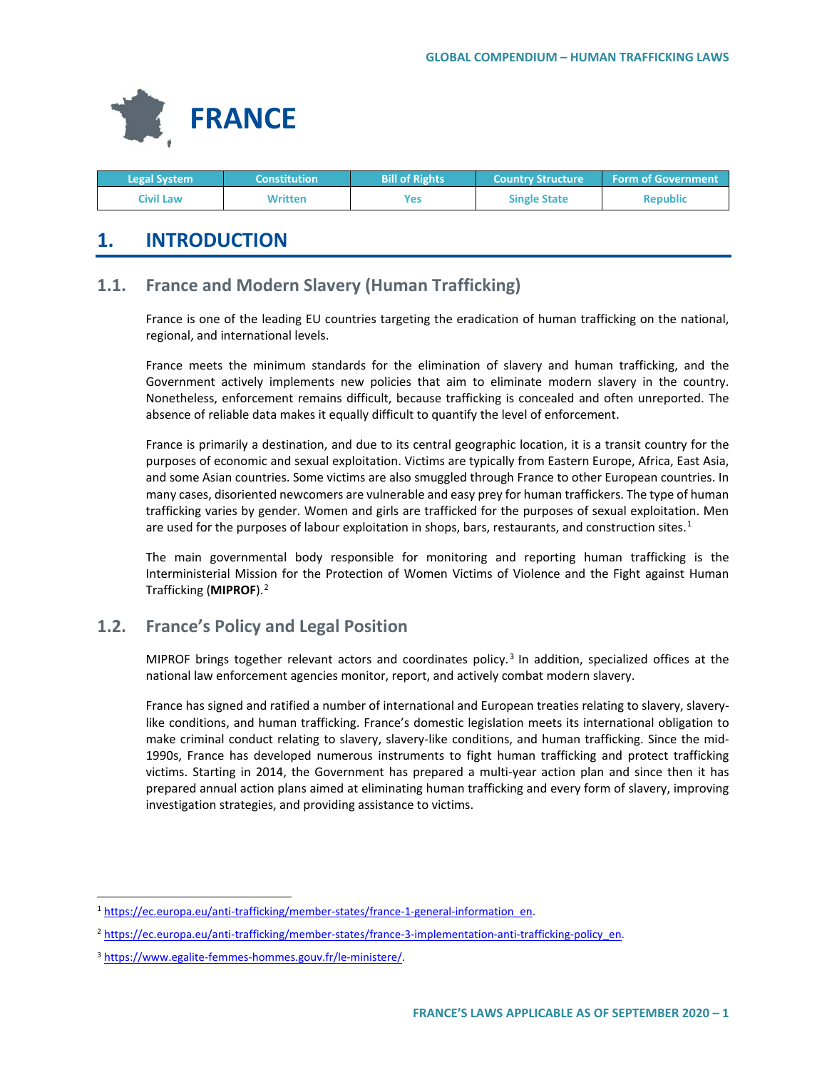# FRANCE

| Legal System | Constitution | Bill of Rights | Country Structure | Form of Government |
|---|---|---|---|---|
| Civil Law | Written | Yes | Single State | Republic |

## 1. INTRODUCTION

### 1.1. France and Modern Slavery (Human Trafficking)

France is one of the leading EU countries targeting the eradication of human trafficking on the national, regional, and international levels.

France meets the minimum standards for the elimination of slavery and human trafficking, and the Government actively implements new policies that aim to eliminate modern slavery in the country. Nonetheless, enforcement remains difficult, because trafficking is concealed and often unreported. The absence of reliable data makes it equally difficult to quantify the level of enforcement.

France is primarily a destination, and due to its central geographic location, it is a transit country for the purposes of economic and sexual exploitation. Victims are typically from Eastern Europe, Africa, East Asia, and some Asian countries. Some victims are also smuggled through France to other European countries. In many cases, disoriented newcomers are vulnerable and easy prey for human traffickers. The type of human trafficking varies by gender. Women and girls are trafficked for the purposes of sexual exploitation. Men are used for the purposes of labour exploitation in shops, bars, restaurants, and construction sites.[1]

The main governmental body responsible for monitoring and reporting human trafficking is the Interministerial Mission for the Protection of Women Victims of Violence and the Fight against Human Trafficking (**MIPROF**).[2]

### 1.2. France's Policy and Legal Position

MIPROF brings together relevant actors and coordinates policy.[3] In addition, specialized offices at the national law enforcement agencies monitor, report, and actively combat modern slavery.

France has signed and ratified a number of international and European treaties relating to slavery, slavery-like conditions, and human trafficking. France's domestic legislation meets its international obligation to make criminal conduct relating to slavery, slavery-like conditions, and human trafficking. Since the mid-1990s, France has developed numerous instruments to fight human trafficking and protect trafficking victims. Starting in 2014, the Government has prepared a multi-year action plan and since then it has prepared annual action plans aimed at eliminating human trafficking and every form of slavery, improving investigation strategies, and providing assistance to victims.

---

[1] https://ec.europa.eu/anti-trafficking/member-states/france-1-general-information_en.

[2] https://ec.europa.eu/anti-trafficking/member-states/france-3-implementation-anti-trafficking-policy_en.

[3] https://www.egalite-femmes-hommes.gouv.fr/le-ministere/.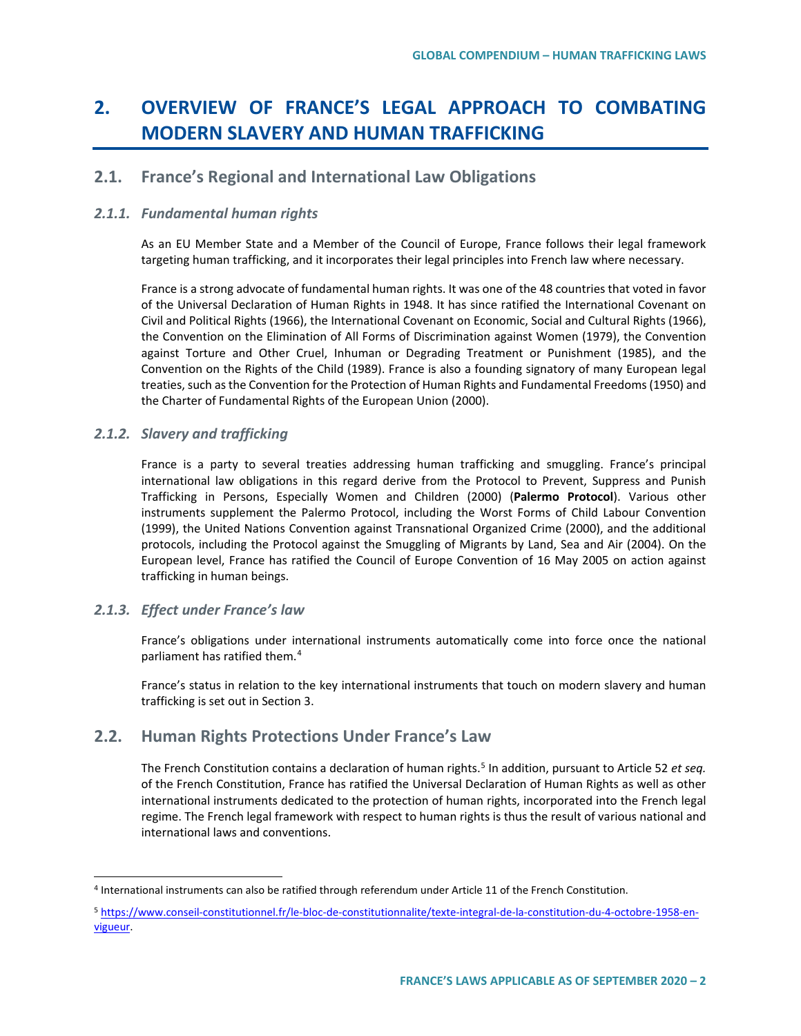# 2. OVERVIEW OF FRANCE'S LEGAL APPROACH TO COMBATING MODERN SLAVERY AND HUMAN TRAFFICKING

## 2.1. France's Regional and International Law Obligations

### *2.1.1. Fundamental human rights*

As an EU Member State and a Member of the Council of Europe, France follows their legal framework targeting human trafficking, and it incorporates their legal principles into French law where necessary.

France is a strong advocate of fundamental human rights. It was one of the 48 countries that voted in favor of the Universal Declaration of Human Rights in 1948. It has since ratified the International Covenant on Civil and Political Rights (1966), the International Covenant on Economic, Social and Cultural Rights (1966), the Convention on the Elimination of All Forms of Discrimination against Women (1979), the Convention against Torture and Other Cruel, Inhuman or Degrading Treatment or Punishment (1985), and the Convention on the Rights of the Child (1989). France is also a founding signatory of many European legal treaties, such as the Convention for the Protection of Human Rights and Fundamental Freedoms (1950) and the Charter of Fundamental Rights of the European Union (2000).

### *2.1.2. Slavery and trafficking*

France is a party to several treaties addressing human trafficking and smuggling. France's principal international law obligations in this regard derive from the Protocol to Prevent, Suppress and Punish Trafficking in Persons, Especially Women and Children (2000) (**Palermo Protocol**). Various other instruments supplement the Palermo Protocol, including the Worst Forms of Child Labour Convention (1999), the United Nations Convention against Transnational Organized Crime (2000), and the additional protocols, including the Protocol against the Smuggling of Migrants by Land, Sea and Air (2004). On the European level, France has ratified the Council of Europe Convention of 16 May 2005 on action against trafficking in human beings.

### *2.1.3. Effect under France's law*

France's obligations under international instruments automatically come into force once the national parliament has ratified them.[4]

France's status in relation to the key international instruments that touch on modern slavery and human trafficking is set out in Section 3.

## 2.2. Human Rights Protections Under France's Law

The French Constitution contains a declaration of human rights.[5] In addition, pursuant to Article 52 *et seq.* of the French Constitution, France has ratified the Universal Declaration of Human Rights as well as other international instruments dedicated to the protection of human rights, incorporated into the French legal regime. The French legal framework with respect to human rights is thus the result of various national and international laws and conventions.

---

[4] International instruments can also be ratified through referendum under Article 11 of the French Constitution.

[5] https://www.conseil-constitutionnel.fr/le-bloc-de-constitutionnalite/texte-integral-de-la-constitution-du-4-octobre-1958-en-vigueur.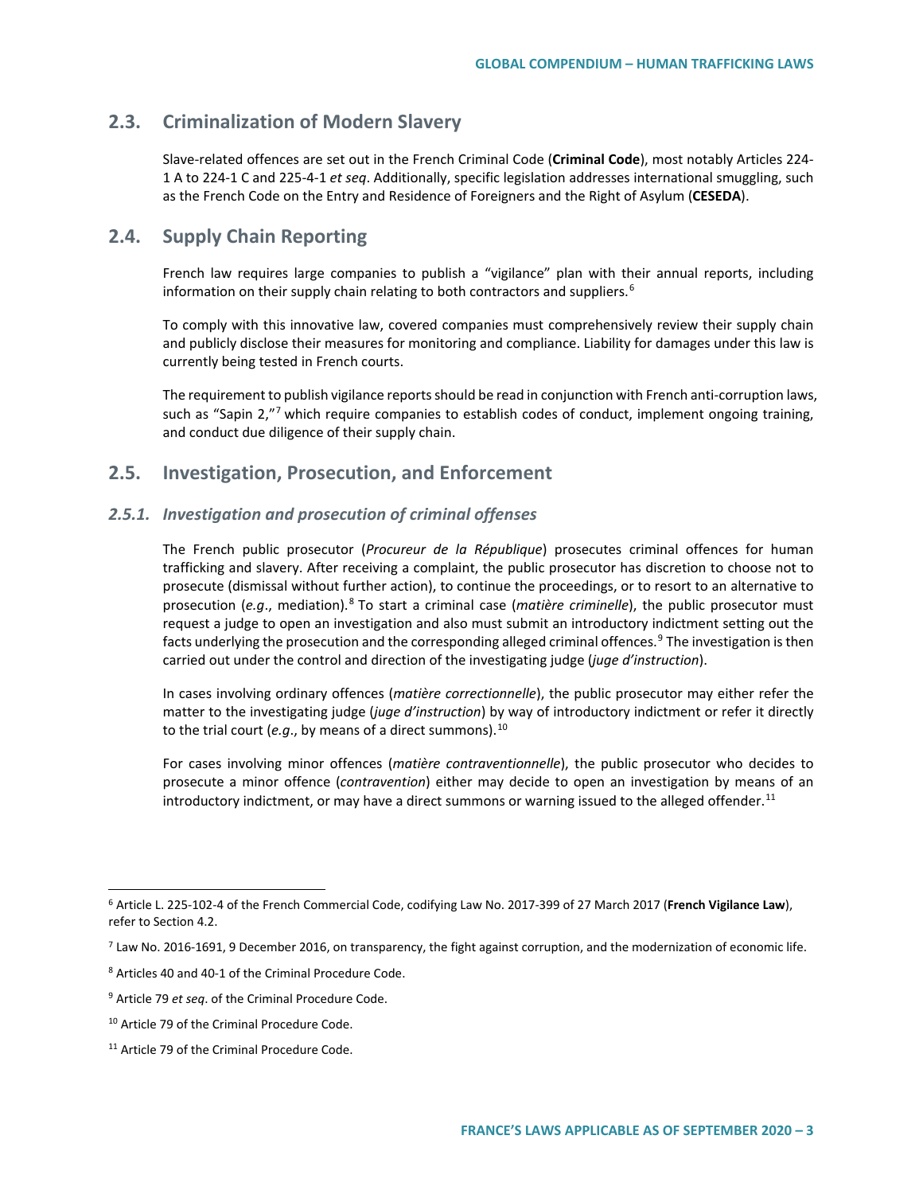## 2.3. Criminalization of Modern Slavery

Slave-related offences are set out in the French Criminal Code (**Criminal Code**), most notably Articles 224-1 A to 224-1 C and 225-4-1 *et seq*. Additionally, specific legislation addresses international smuggling, such as the French Code on the Entry and Residence of Foreigners and the Right of Asylum (**CESEDA**).

## 2.4. Supply Chain Reporting

French law requires large companies to publish a "vigilance" plan with their annual reports, including information on their supply chain relating to both contractors and suppliers.[6]

To comply with this innovative law, covered companies must comprehensively review their supply chain and publicly disclose their measures for monitoring and compliance. Liability for damages under this law is currently being tested in French courts.

The requirement to publish vigilance reports should be read in conjunction with French anti-corruption laws, such as "Sapin 2,"[7] which require companies to establish codes of conduct, implement ongoing training, and conduct due diligence of their supply chain.

## 2.5. Investigation, Prosecution, and Enforcement

### *2.5.1. Investigation and prosecution of criminal offenses*

The French public prosecutor (*Procureur de la République*) prosecutes criminal offences for human trafficking and slavery. After receiving a complaint, the public prosecutor has discretion to choose not to prosecute (dismissal without further action), to continue the proceedings, or to resort to an alternative to prosecution (*e.g*., mediation).[8] To start a criminal case (*matière criminelle*), the public prosecutor must request a judge to open an investigation and also must submit an introductory indictment setting out the facts underlying the prosecution and the corresponding alleged criminal offences.[9] The investigation is then carried out under the control and direction of the investigating judge (*juge d'instruction*).

In cases involving ordinary offences (*matière correctionnelle*), the public prosecutor may either refer the matter to the investigating judge (*juge d'instruction*) by way of introductory indictment or refer it directly to the trial court (*e.g*., by means of a direct summons).[10]

For cases involving minor offences (*matière contraventionnelle*), the public prosecutor who decides to prosecute a minor offence (*contravention*) either may decide to open an investigation by means of an introductory indictment, or may have a direct summons or warning issued to the alleged offender.[11]

---

[6] Article L. 225-102-4 of the French Commercial Code, codifying Law No. 2017-399 of 27 March 2017 (**French Vigilance Law**), refer to Section 4.2.

[7] Law No. 2016-1691, 9 December 2016, on transparency, the fight against corruption, and the modernization of economic life.

[8] Articles 40 and 40-1 of the Criminal Procedure Code.

[9] Article 79 *et seq*. of the Criminal Procedure Code.

[10] Article 79 of the Criminal Procedure Code.

[11] Article 79 of the Criminal Procedure Code.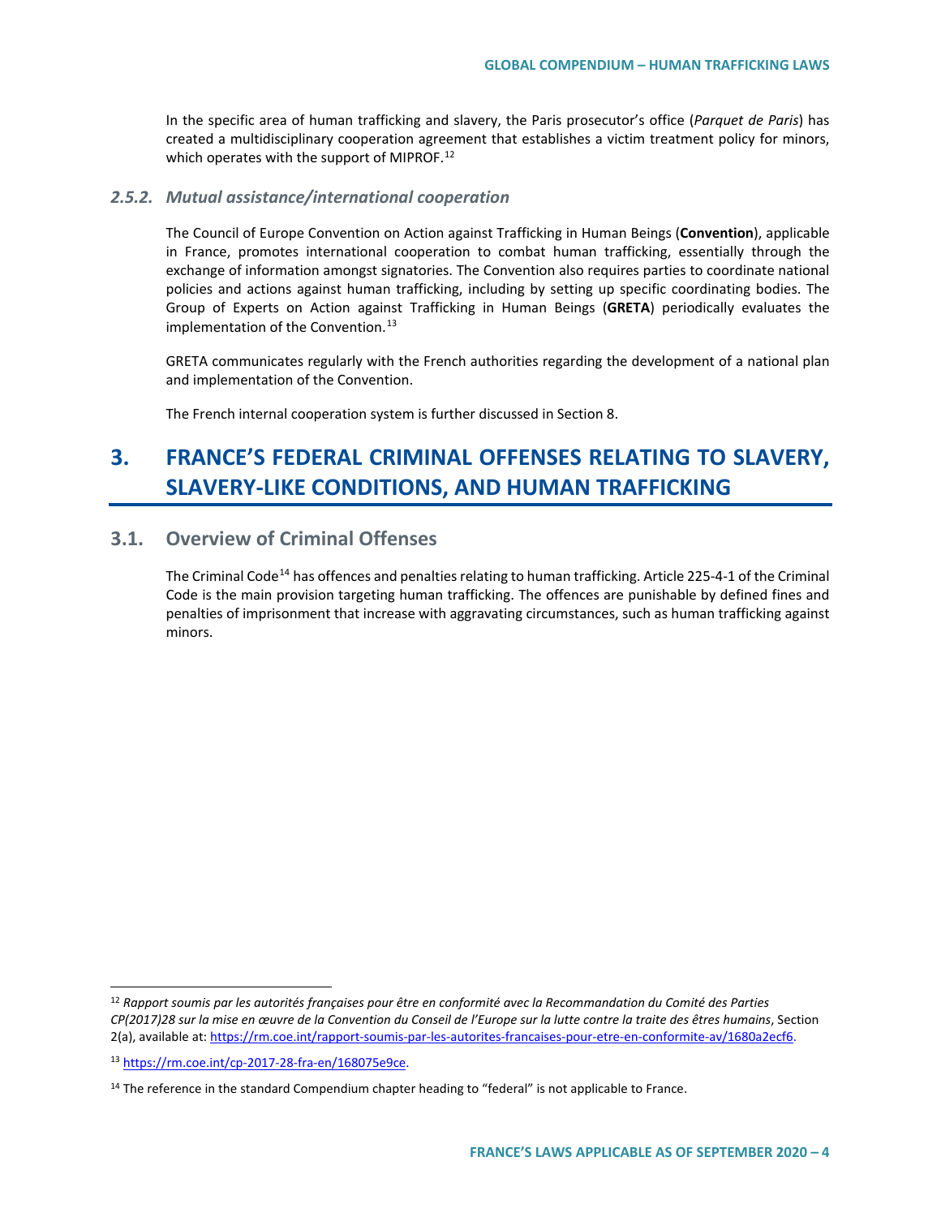In the specific area of human trafficking and slavery, the Paris prosecutor's office (*Parquet de Paris*) has created a multidisciplinary cooperation agreement that establishes a victim treatment policy for minors, which operates with the support of MIPROF.[12]

### *2.5.2. Mutual assistance/international cooperation*

The Council of Europe Convention on Action against Trafficking in Human Beings (**Convention**), applicable in France, promotes international cooperation to combat human trafficking, essentially through the exchange of information amongst signatories. The Convention also requires parties to coordinate national policies and actions against human trafficking, including by setting up specific coordinating bodies. The Group of Experts on Action against Trafficking in Human Beings (**GRETA**) periodically evaluates the implementation of the Convention.[13]

GRETA communicates regularly with the French authorities regarding the development of a national plan and implementation of the Convention.

The French internal cooperation system is further discussed in Section 8.

# 3. FRANCE'S FEDERAL CRIMINAL OFFENSES RELATING TO SLAVERY, SLAVERY-LIKE CONDITIONS, AND HUMAN TRAFFICKING

## 3.1. Overview of Criminal Offenses

The Criminal Code[14] has offences and penalties relating to human trafficking. Article 225-4-1 of the Criminal Code is the main provision targeting human trafficking. The offences are punishable by defined fines and penalties of imprisonment that increase with aggravating circumstances, such as human trafficking against minors.

---

[12] *Rapport soumis par les autorités françaises pour être en conformité avec la Recommandation du Comité des Parties CP(2017)28 sur la mise en œuvre de la Convention du Conseil de l'Europe sur la lutte contre la traite des êtres humains*, Section 2(a), available at: https://rm.coe.int/rapport-soumis-par-les-autorites-francaises-pour-etre-en-conformite-av/1680a2ecf6.

[13] https://rm.coe.int/cp-2017-28-fra-en/168075e9ce.

[14] The reference in the standard Compendium chapter heading to "federal" is not applicable to France.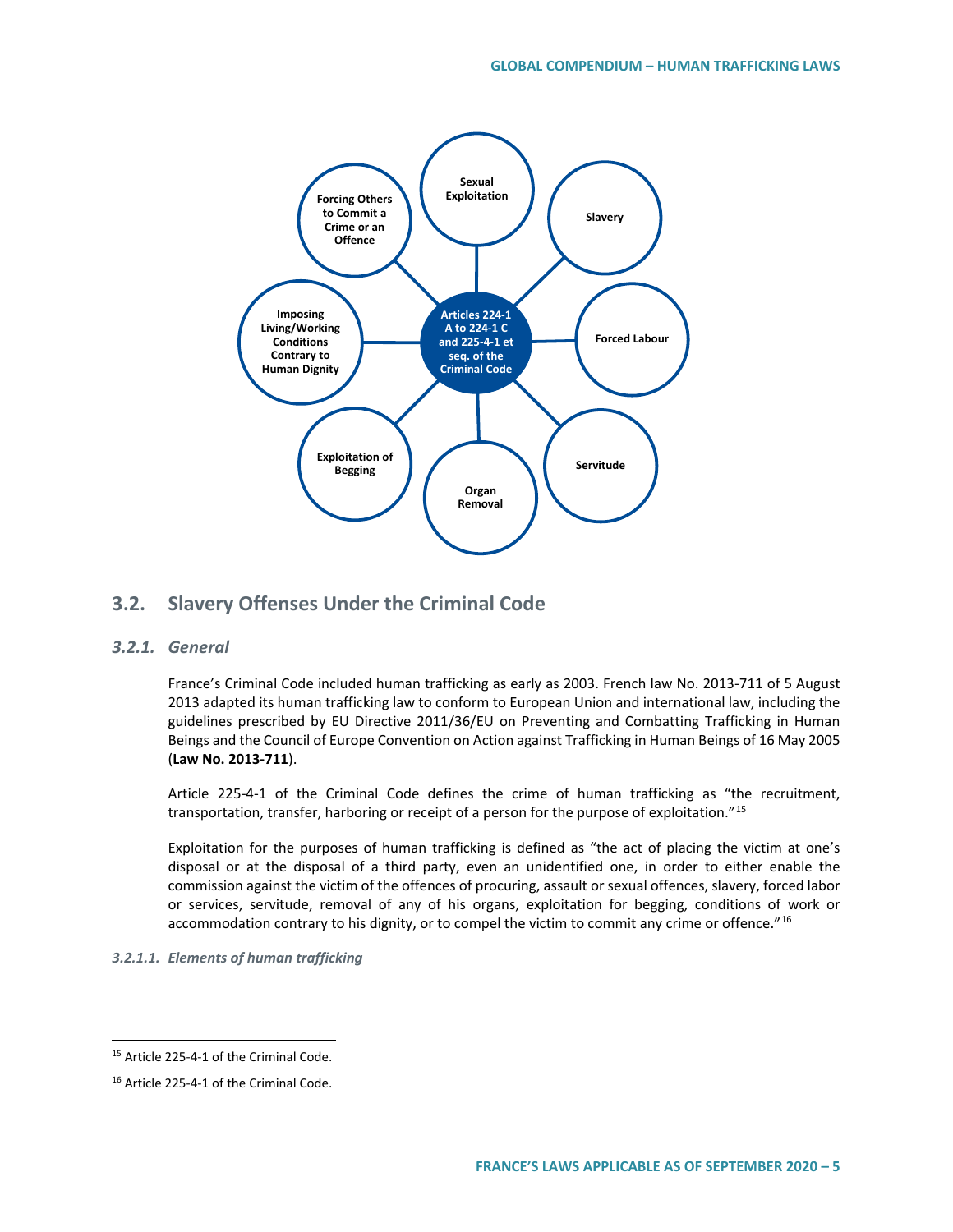**Articles 224-1 A to 224-1 C and 225-4-1 et seq. of the Criminal Code**

- Sexual Exploitation
- Slavery
- Forced Labour
- Servitude
- Organ Removal
- Exploitation of Begging
- Imposing Living/Working Conditions Contrary to Human Dignity
- Forcing Others to Commit a Crime or an Offence

## 3.2. Slavery Offenses Under the Criminal Code

### *3.2.1. General*

France's Criminal Code included human trafficking as early as 2003. French law No. 2013-711 of 5 August 2013 adapted its human trafficking law to conform to European Union and international law, including the guidelines prescribed by EU Directive 2011/36/EU on Preventing and Combatting Trafficking in Human Beings and the Council of Europe Convention on Action against Trafficking in Human Beings of 16 May 2005 (**Law No. 2013-711**).

Article 225-4-1 of the Criminal Code defines the crime of human trafficking as "the recruitment, transportation, transfer, harboring or receipt of a person for the purpose of exploitation."[15]

Exploitation for the purposes of human trafficking is defined as "the act of placing the victim at one's disposal or at the disposal of a third party, even an unidentified one, in order to either enable the commission against the victim of the offences of procuring, assault or sexual offences, slavery, forced labor or services, servitude, removal of any of his organs, exploitation for begging, conditions of work or accommodation contrary to his dignity, or to compel the victim to commit any crime or offence."[16]

#### *3.2.1.1. Elements of human trafficking*

---

[15] Article 225-4-1 of the Criminal Code.

[16] Article 225-4-1 of the Criminal Code.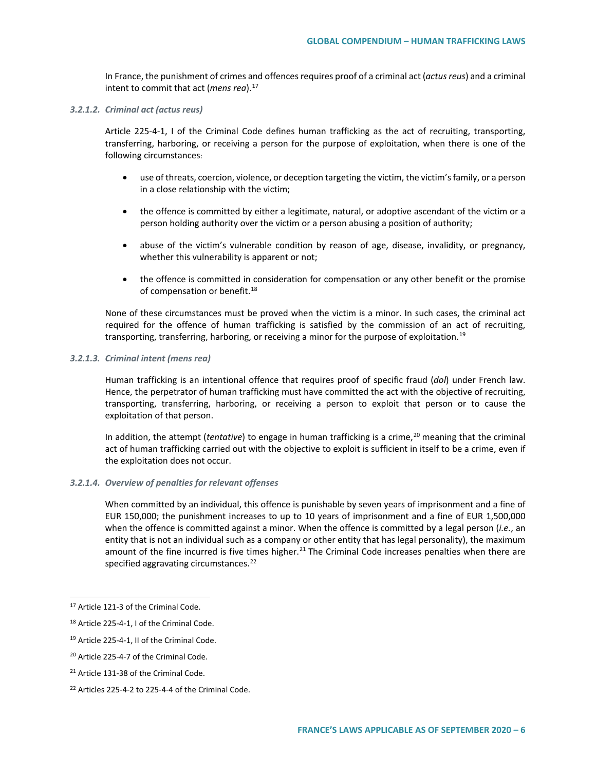In France, the punishment of crimes and offences requires proof of a criminal act (*actus reus*) and a criminal intent to commit that act (*mens rea*).[17]

#### *3.2.1.2. Criminal act (actus reus)*

Article 225-4-1, I of the Criminal Code defines human trafficking as the act of recruiting, transporting, transferring, harboring, or receiving a person for the purpose of exploitation, when there is one of the following circumstances:

- use of threats, coercion, violence, or deception targeting the victim, the victim's family, or a person in a close relationship with the victim;
- the offence is committed by either a legitimate, natural, or adoptive ascendant of the victim or a person holding authority over the victim or a person abusing a position of authority;
- abuse of the victim's vulnerable condition by reason of age, disease, invalidity, or pregnancy, whether this vulnerability is apparent or not;
- the offence is committed in consideration for compensation or any other benefit or the promise of compensation or benefit.[18]

None of these circumstances must be proved when the victim is a minor. In such cases, the criminal act required for the offence of human trafficking is satisfied by the commission of an act of recruiting, transporting, transferring, harboring, or receiving a minor for the purpose of exploitation.[19]

#### *3.2.1.3. Criminal intent (mens rea)*

Human trafficking is an intentional offence that requires proof of specific fraud (*dol*) under French law. Hence, the perpetrator of human trafficking must have committed the act with the objective of recruiting, transporting, transferring, harboring, or receiving a person to exploit that person or to cause the exploitation of that person.

In addition, the attempt (*tentative*) to engage in human trafficking is a crime,[20] meaning that the criminal act of human trafficking carried out with the objective to exploit is sufficient in itself to be a crime, even if the exploitation does not occur.

#### *3.2.1.4. Overview of penalties for relevant offenses*

When committed by an individual, this offence is punishable by seven years of imprisonment and a fine of EUR 150,000; the punishment increases to up to 10 years of imprisonment and a fine of EUR 1,500,000 when the offence is committed against a minor. When the offence is committed by a legal person (*i.e.*, an entity that is not an individual such as a company or other entity that has legal personality), the maximum amount of the fine incurred is five times higher.[21] The Criminal Code increases penalties when there are specified aggravating circumstances.[22]

---

[17] Article 121-3 of the Criminal Code.

[18] Article 225-4-1, I of the Criminal Code.

[19] Article 225-4-1, II of the Criminal Code.

[20] Article 225-4-7 of the Criminal Code.

[21] Article 131-38 of the Criminal Code.

[22] Articles 225-4-2 to 225-4-4 of the Criminal Code.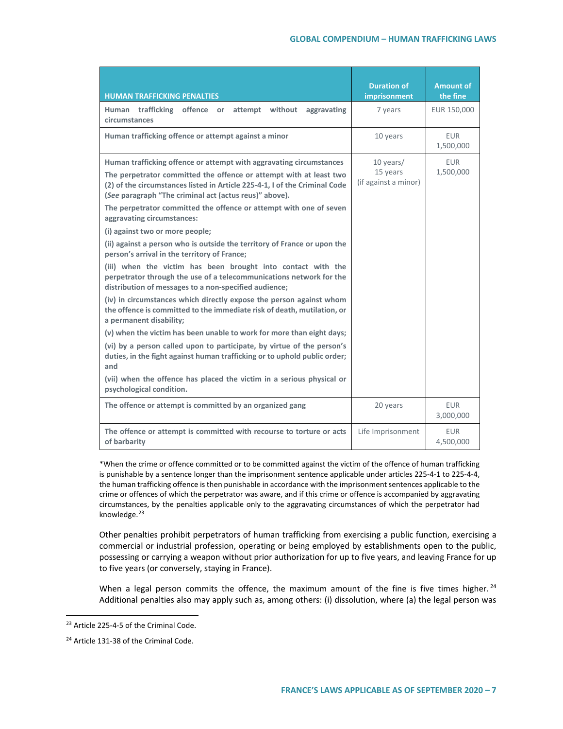| HUMAN TRAFFICKING PENALTIES | Duration of imprisonment | Amount of the fine |
|---|---|---|
| **Human trafficking offence or attempt without aggravating circumstances** | 7 years | EUR 150,000 |
| **Human trafficking offence or attempt against a minor** | 10 years | EUR 1,500,000 |
| **Human trafficking offence or attempt with aggravating circumstances**<br>**The perpetrator committed the offence or attempt with at least two (2) of the circumstances listed in Article 225-4-1, I of the Criminal Code (*See* paragraph "The criminal act (actus reus)" above).**<br>**The perpetrator committed the offence or attempt with one of seven aggravating circumstances:**<br>**(i) against two or more people;**<br>**(ii) against a person who is outside the territory of France or upon the person's arrival in the territory of France;**<br>**(iii) when the victim has been brought into contact with the perpetrator through the use of a telecommunications network for the distribution of messages to a non-specified audience;**<br>**(iv) in circumstances which directly expose the person against whom the offence is committed to the immediate risk of death, mutilation, or a permanent disability;**<br>**(v) when the victim has been unable to work for more than eight days;**<br>**(vi) by a person called upon to participate, by virtue of the person's duties, in the fight against human trafficking or to uphold public order; and**<br>**(vii) when the offence has placed the victim in a serious physical or psychological condition.** | 10 years/<br>15 years<br>(if against a minor) | EUR 1,500,000 |
| **The offence or attempt is committed by an organized gang** | 20 years | EUR 3,000,000 |
| **The offence or attempt is committed with recourse to torture or acts of barbarity** | Life Imprisonment | EUR 4,500,000 |

*When the crime or offence committed or to be committed against the victim of the offence of human trafficking is punishable by a sentence longer than the imprisonment sentence applicable under articles 225-4-1 to 225-4-4, the human trafficking offence is then punishable in accordance with the imprisonment sentences applicable to the crime or offences of which the perpetrator was aware, and if this crime or offence is accompanied by aggravating circumstances, by the penalties applicable only to the aggravating circumstances of which the perpetrator had knowledge.[23]

Other penalties prohibit perpetrators of human trafficking from exercising a public function, exercising a commercial or industrial profession, operating or being employed by establishments open to the public, possessing or carrying a weapon without prior authorization for up to five years, and leaving France for up to five years (or conversely, staying in France).

When a legal person commits the offence, the maximum amount of the fine is five times higher.[24] Additional penalties also may apply such as, among others: (i) dissolution, where (a) the legal person was

---

[23] Article 225-4-5 of the Criminal Code.

[24] Article 131-38 of the Criminal Code.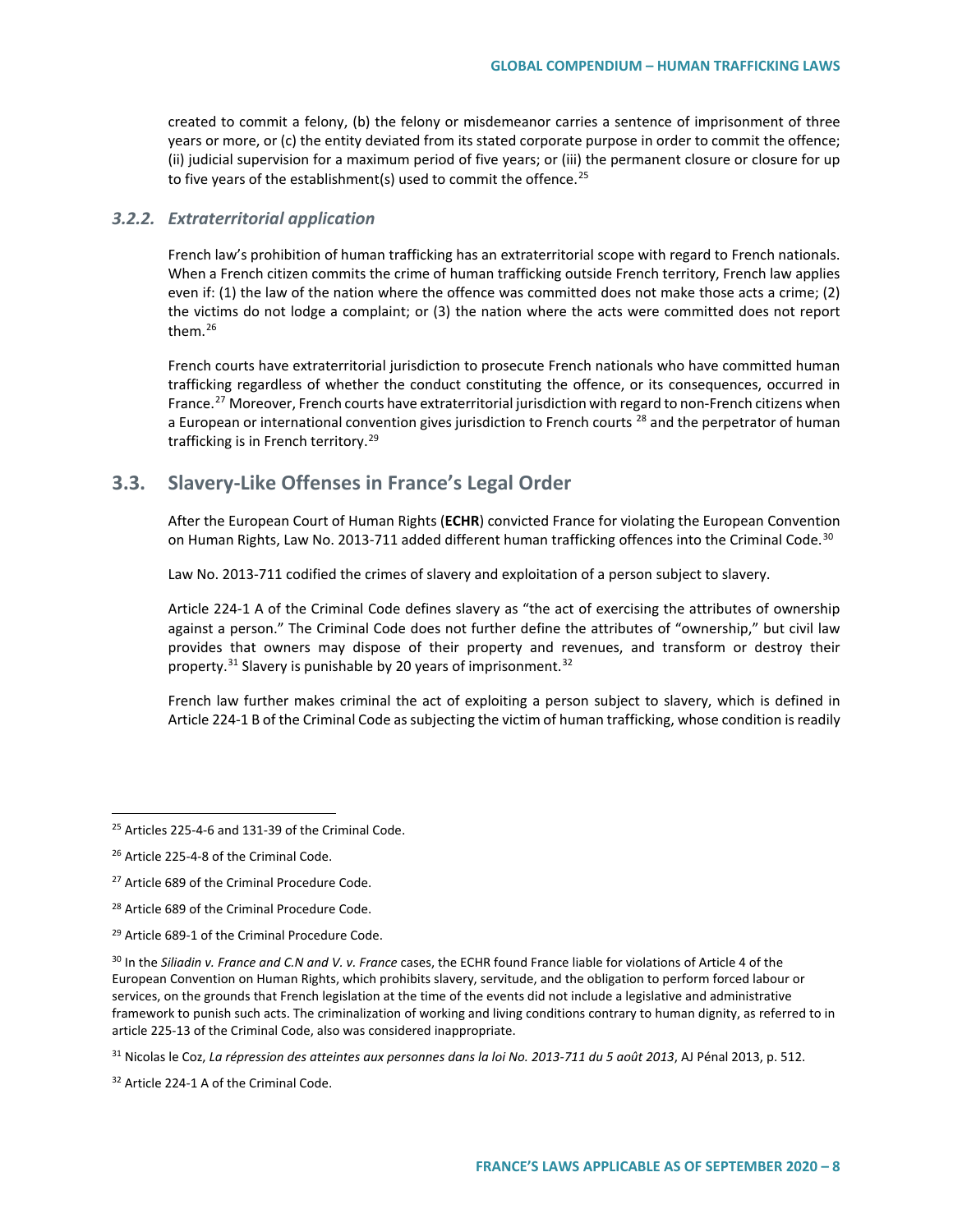created to commit a felony, (b) the felony or misdemeanor carries a sentence of imprisonment of three years or more, or (c) the entity deviated from its stated corporate purpose in order to commit the offence; (ii) judicial supervision for a maximum period of five years; or (iii) the permanent closure or closure for up to five years of the establishment(s) used to commit the offence.[25]

### *3.2.2. Extraterritorial application*

French law's prohibition of human trafficking has an extraterritorial scope with regard to French nationals. When a French citizen commits the crime of human trafficking outside French territory, French law applies even if: (1) the law of the nation where the offence was committed does not make those acts a crime; (2) the victims do not lodge a complaint; or (3) the nation where the acts were committed does not report them.[26]

French courts have extraterritorial jurisdiction to prosecute French nationals who have committed human trafficking regardless of whether the conduct constituting the offence, or its consequences, occurred in France.[27] Moreover, French courts have extraterritorial jurisdiction with regard to non-French citizens when a European or international convention gives jurisdiction to French courts [28] and the perpetrator of human trafficking is in French territory.[29]

## 3.3. Slavery-Like Offenses in France's Legal Order

After the European Court of Human Rights (**ECHR**) convicted France for violating the European Convention on Human Rights, Law No. 2013-711 added different human trafficking offences into the Criminal Code.[30]

Law No. 2013-711 codified the crimes of slavery and exploitation of a person subject to slavery.

Article 224-1 A of the Criminal Code defines slavery as "the act of exercising the attributes of ownership against a person." The Criminal Code does not further define the attributes of "ownership," but civil law provides that owners may dispose of their property and revenues, and transform or destroy their property.[31] Slavery is punishable by 20 years of imprisonment.[32]

French law further makes criminal the act of exploiting a person subject to slavery, which is defined in Article 224-1 B of the Criminal Code as subjecting the victim of human trafficking, whose condition is readily

---

[25] Articles 225-4-6 and 131-39 of the Criminal Code.

[26] Article 225-4-8 of the Criminal Code.

[27] Article 689 of the Criminal Procedure Code.

[28] Article 689 of the Criminal Procedure Code.

[29] Article 689-1 of the Criminal Procedure Code.

[30] In the *Siliadin v. France and C.N and V. v. France* cases, the ECHR found France liable for violations of Article 4 of the European Convention on Human Rights, which prohibits slavery, servitude, and the obligation to perform forced labour or services, on the grounds that French legislation at the time of the events did not include a legislative and administrative framework to punish such acts. The criminalization of working and living conditions contrary to human dignity, as referred to in article 225-13 of the Criminal Code, also was considered inappropriate.

[31] Nicolas le Coz, *La répression des atteintes aux personnes dans la loi No. 2013-711 du 5 août 2013*, AJ Pénal 2013, p. 512.

[32] Article 224-1 A of the Criminal Code.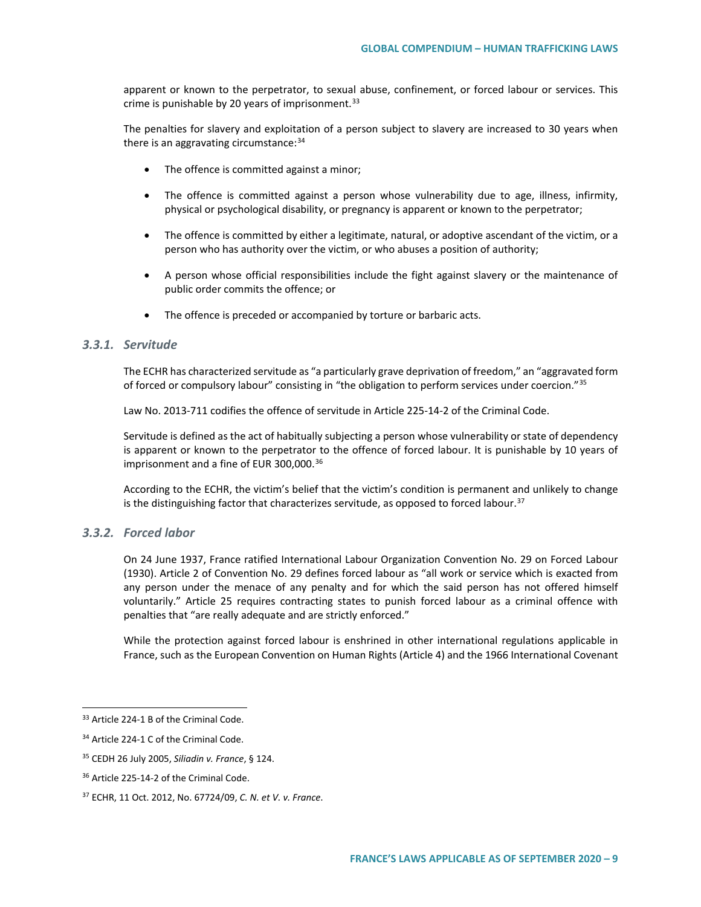apparent or known to the perpetrator, to sexual abuse, confinement, or forced labour or services. This crime is punishable by 20 years of imprisonment.[33]

The penalties for slavery and exploitation of a person subject to slavery are increased to 30 years when there is an aggravating circumstance:[34]

- The offence is committed against a minor;
- The offence is committed against a person whose vulnerability due to age, illness, infirmity, physical or psychological disability, or pregnancy is apparent or known to the perpetrator;
- The offence is committed by either a legitimate, natural, or adoptive ascendant of the victim, or a person who has authority over the victim, or who abuses a position of authority;
- A person whose official responsibilities include the fight against slavery or the maintenance of public order commits the offence; or
- The offence is preceded or accompanied by torture or barbaric acts.

### 3.3.1. Servitude

The ECHR has characterized servitude as "a particularly grave deprivation of freedom," an "aggravated form of forced or compulsory labour" consisting in "the obligation to perform services under coercion."[35]

Law No. 2013-711 codifies the offence of servitude in Article 225-14-2 of the Criminal Code.

Servitude is defined as the act of habitually subjecting a person whose vulnerability or state of dependency is apparent or known to the perpetrator to the offence of forced labour. It is punishable by 10 years of imprisonment and a fine of EUR 300,000.[36]

According to the ECHR, the victim's belief that the victim's condition is permanent and unlikely to change is the distinguishing factor that characterizes servitude, as opposed to forced labour.[37]

### 3.3.2. Forced labor

On 24 June 1937, France ratified International Labour Organization Convention No. 29 on Forced Labour (1930). Article 2 of Convention No. 29 defines forced labour as "all work or service which is exacted from any person under the menace of any penalty and for which the said person has not offered himself voluntarily." Article 25 requires contracting states to punish forced labour as a criminal offence with penalties that "are really adequate and are strictly enforced."

While the protection against forced labour is enshrined in other international regulations applicable in France, such as the European Convention on Human Rights (Article 4) and the 1966 International Covenant

---

[33] Article 224-1 B of the Criminal Code.

[34] Article 224-1 C of the Criminal Code.

[35] CEDH 26 July 2005, *Siliadin v. France*, § 124.

[36] Article 225-14-2 of the Criminal Code.

[37] ECHR, 11 Oct. 2012, No. 67724/09, *C. N. et V. v. France*.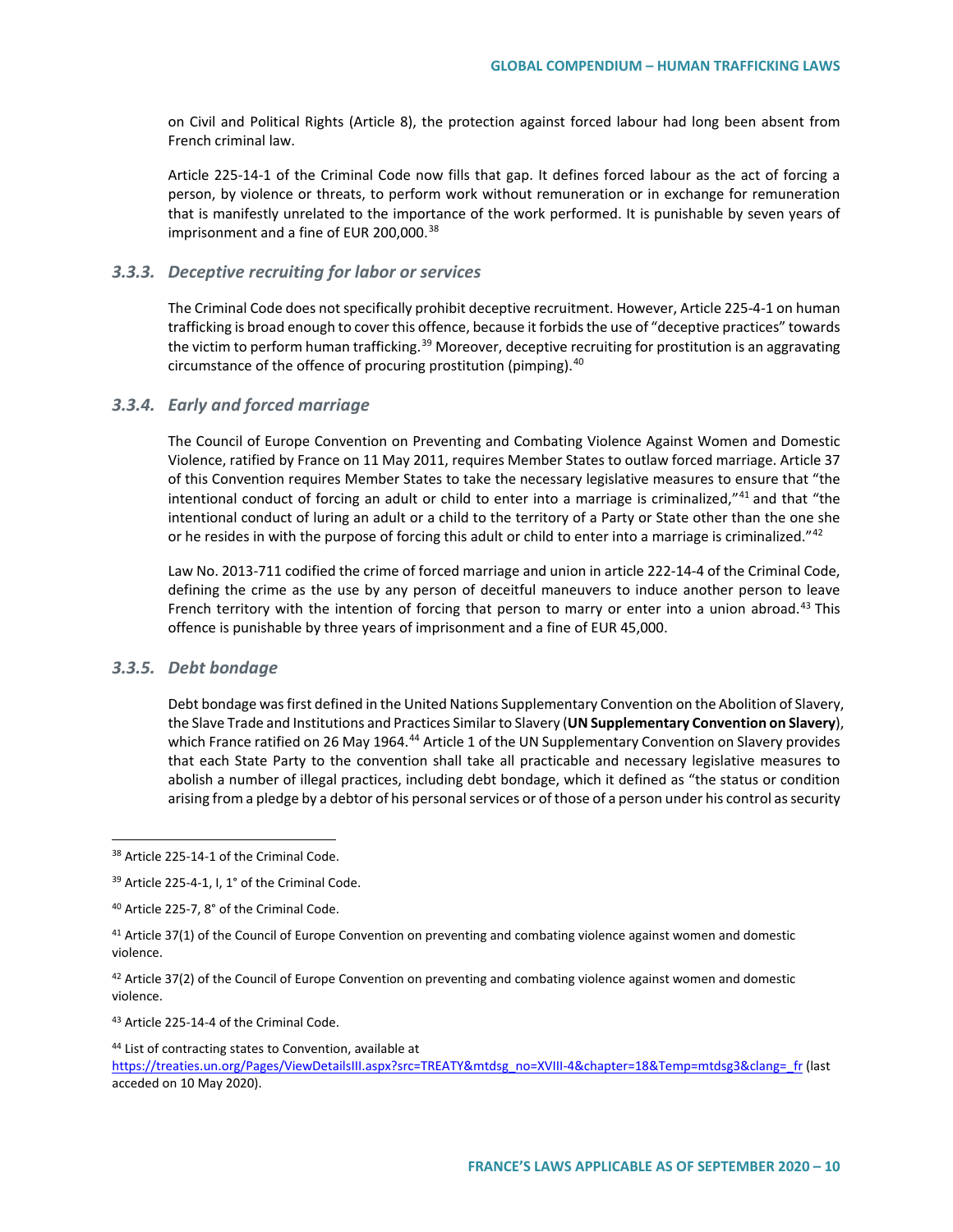on Civil and Political Rights (Article 8), the protection against forced labour had long been absent from French criminal law.

Article 225-14-1 of the Criminal Code now fills that gap. It defines forced labour as the act of forcing a person, by violence or threats, to perform work without remuneration or in exchange for remuneration that is manifestly unrelated to the importance of the work performed. It is punishable by seven years of imprisonment and a fine of EUR 200,000.[38]

### *3.3.3. Deceptive recruiting for labor or services*

The Criminal Code does not specifically prohibit deceptive recruitment. However, Article 225-4-1 on human trafficking is broad enough to cover this offence, because it forbids the use of "deceptive practices" towards the victim to perform human trafficking.[39] Moreover, deceptive recruiting for prostitution is an aggravating circumstance of the offence of procuring prostitution (pimping).[40]

### *3.3.4. Early and forced marriage*

The Council of Europe Convention on Preventing and Combating Violence Against Women and Domestic Violence, ratified by France on 11 May 2011, requires Member States to outlaw forced marriage. Article 37 of this Convention requires Member States to take the necessary legislative measures to ensure that "the intentional conduct of forcing an adult or child to enter into a marriage is criminalized,"[41] and that "the intentional conduct of luring an adult or a child to the territory of a Party or State other than the one she or he resides in with the purpose of forcing this adult or child to enter into a marriage is criminalized."[42]

Law No. 2013-711 codified the crime of forced marriage and union in article 222-14-4 of the Criminal Code, defining the crime as the use by any person of deceitful maneuvers to induce another person to leave French territory with the intention of forcing that person to marry or enter into a union abroad.[43] This offence is punishable by three years of imprisonment and a fine of EUR 45,000.

### *3.3.5. Debt bondage*

Debt bondage was first defined in the United Nations Supplementary Convention on the Abolition of Slavery, the Slave Trade and Institutions and Practices Similar to Slavery (**UN Supplementary Convention on Slavery**), which France ratified on 26 May 1964.[44] Article 1 of the UN Supplementary Convention on Slavery provides that each State Party to the convention shall take all practicable and necessary legislative measures to abolish a number of illegal practices, including debt bondage, which it defined as "the status or condition arising from a pledge by a debtor of his personal services or of those of a person under his control as security

---

[38] Article 225-14-1 of the Criminal Code.

[39] Article 225-4-1, I, 1° of the Criminal Code.

[40] Article 225-7, 8° of the Criminal Code.

[41] Article 37(1) of the Council of Europe Convention on preventing and combating violence against women and domestic violence.

[42] Article 37(2) of the Council of Europe Convention on preventing and combating violence against women and domestic violence.

[43] Article 225-14-4 of the Criminal Code.

[44] List of contracting states to Convention, available at https://treaties.un.org/Pages/ViewDetailsIII.aspx?src=TREATY&mtdsg_no=XVIII-4&chapter=18&Temp=mtdsg3&clang=_fr (last acceded on 10 May 2020).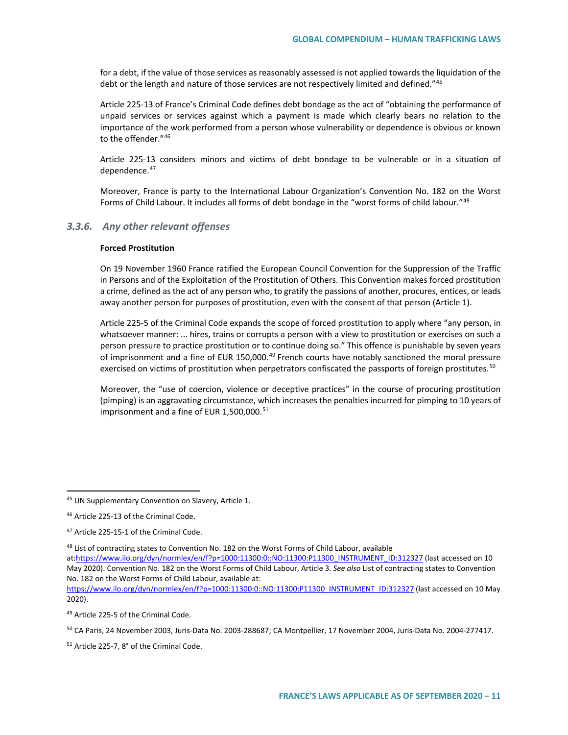for a debt, if the value of those services as reasonably assessed is not applied towards the liquidation of the debt or the length and nature of those services are not respectively limited and defined."[45]

Article 225-13 of France's Criminal Code defines debt bondage as the act of "obtaining the performance of unpaid services or services against which a payment is made which clearly bears no relation to the importance of the work performed from a person whose vulnerability or dependence is obvious or known to the offender."[46]

Article 225-13 considers minors and victims of debt bondage to be vulnerable or in a situation of dependence.[47]

Moreover, France is party to the International Labour Organization's Convention No. 182 on the Worst Forms of Child Labour. It includes all forms of debt bondage in the "worst forms of child labour."[48]

### *3.3.6. Any other relevant offenses*

**Forced Prostitution**

On 19 November 1960 France ratified the European Council Convention for the Suppression of the Traffic in Persons and of the Exploitation of the Prostitution of Others. This Convention makes forced prostitution a crime, defined as the act of any person who, to gratify the passions of another, procures, entices, or leads away another person for purposes of prostitution, even with the consent of that person (Article 1).

Article 225-5 of the Criminal Code expands the scope of forced prostitution to apply where "any person, in whatsoever manner: ... hires, trains or corrupts a person with a view to prostitution or exercises on such a person pressure to practice prostitution or to continue doing so." This offence is punishable by seven years of imprisonment and a fine of EUR 150,000.[49] French courts have notably sanctioned the moral pressure exercised on victims of prostitution when perpetrators confiscated the passports of foreign prostitutes.[50]

Moreover, the "use of coercion, violence or deceptive practices" in the course of procuring prostitution (pimping) is an aggravating circumstance, which increases the penalties incurred for pimping to 10 years of imprisonment and a fine of EUR 1,500,000.[51]

---

[45] UN Supplementary Convention on Slavery, Article 1.

[46] Article 225-13 of the Criminal Code.

[47] Article 225-15-1 of the Criminal Code.

[48] List of contracting states to Convention No. 182 on the Worst Forms of Child Labour, available at:https://www.ilo.org/dyn/normlex/en/f?p=1000:11300:0::NO:11300:P11300_INSTRUMENT_ID:312327 (last accessed on 10 May 2020). Convention No. 182 on the Worst Forms of Child Labour, Article 3. *See also* List of contracting states to Convention No. 182 on the Worst Forms of Child Labour, available at: https://www.ilo.org/dyn/normlex/en/f?p=1000:11300:0::NO:11300:P11300_INSTRUMENT_ID:312327 (last accessed on 10 May 2020).

[49] Article 225-5 of the Criminal Code.

[50] CA Paris, 24 November 2003, Juris-Data No. 2003-288687; CA Montpellier, 17 November 2004, Juris-Data No. 2004-277417.

[51] Article 225-7, 8° of the Criminal Code.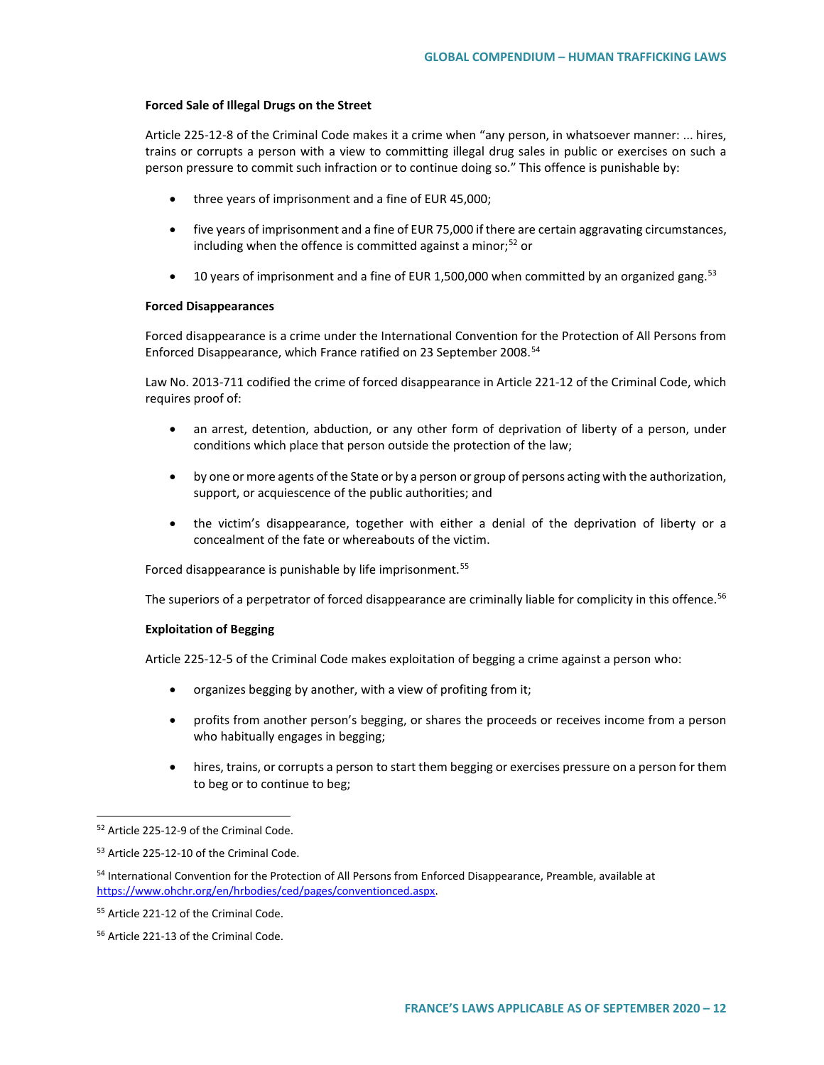**Forced Sale of Illegal Drugs on the Street**

Article 225-12-8 of the Criminal Code makes it a crime when "any person, in whatsoever manner: ... hires, trains or corrupts a person with a view to committing illegal drug sales in public or exercises on such a person pressure to commit such infraction or to continue doing so." This offence is punishable by:

- three years of imprisonment and a fine of EUR 45,000;
- five years of imprisonment and a fine of EUR 75,000 if there are certain aggravating circumstances, including when the offence is committed against a minor;[52] or
- 10 years of imprisonment and a fine of EUR 1,500,000 when committed by an organized gang.[53]

**Forced Disappearances**

Forced disappearance is a crime under the International Convention for the Protection of All Persons from Enforced Disappearance, which France ratified on 23 September 2008.[54]

Law No. 2013-711 codified the crime of forced disappearance in Article 221-12 of the Criminal Code, which requires proof of:

- an arrest, detention, abduction, or any other form of deprivation of liberty of a person, under conditions which place that person outside the protection of the law;
- by one or more agents of the State or by a person or group of persons acting with the authorization, support, or acquiescence of the public authorities; and
- the victim's disappearance, together with either a denial of the deprivation of liberty or a concealment of the fate or whereabouts of the victim.

Forced disappearance is punishable by life imprisonment.[55]

The superiors of a perpetrator of forced disappearance are criminally liable for complicity in this offence.[56]

**Exploitation of Begging**

Article 225-12-5 of the Criminal Code makes exploitation of begging a crime against a person who:

- organizes begging by another, with a view of profiting from it;
- profits from another person's begging, or shares the proceeds or receives income from a person who habitually engages in begging;
- hires, trains, or corrupts a person to start them begging or exercises pressure on a person for them to beg or to continue to beg;

---

[52] Article 225-12-9 of the Criminal Code.

[53] Article 225-12-10 of the Criminal Code.

[54] International Convention for the Protection of All Persons from Enforced Disappearance, Preamble, available at https://www.ohchr.org/en/hrbodies/ced/pages/conventionced.aspx.

[55] Article 221-12 of the Criminal Code.

[56] Article 221-13 of the Criminal Code.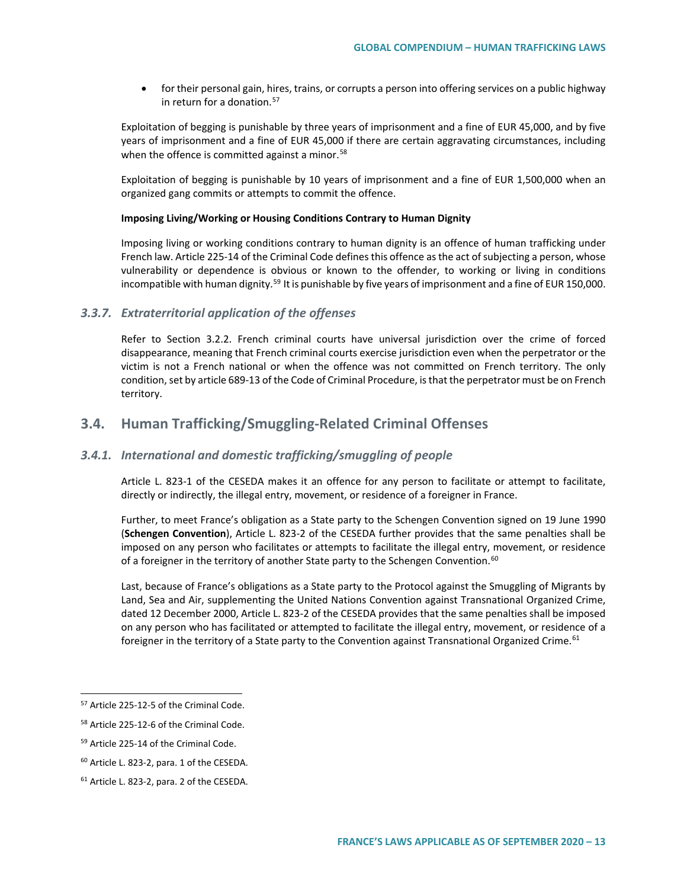- for their personal gain, hires, trains, or corrupts a person into offering services on a public highway in return for a donation.[57]

Exploitation of begging is punishable by three years of imprisonment and a fine of EUR 45,000, and by five years of imprisonment and a fine of EUR 45,000 if there are certain aggravating circumstances, including when the offence is committed against a minor.[58]

Exploitation of begging is punishable by 10 years of imprisonment and a fine of EUR 1,500,000 when an organized gang commits or attempts to commit the offence.

**Imposing Living/Working or Housing Conditions Contrary to Human Dignity**

Imposing living or working conditions contrary to human dignity is an offence of human trafficking under French law. Article 225-14 of the Criminal Code defines this offence as the act of subjecting a person, whose vulnerability or dependence is obvious or known to the offender, to working or living in conditions incompatible with human dignity.[59] It is punishable by five years of imprisonment and a fine of EUR 150,000.

### *3.3.7. Extraterritorial application of the offenses*

Refer to Section 3.2.2. French criminal courts have universal jurisdiction over the crime of forced disappearance, meaning that French criminal courts exercise jurisdiction even when the perpetrator or the victim is not a French national or when the offence was not committed on French territory. The only condition, set by article 689-13 of the Code of Criminal Procedure, is that the perpetrator must be on French territory.

## 3.4. Human Trafficking/Smuggling-Related Criminal Offenses

### *3.4.1. International and domestic trafficking/smuggling of people*

Article L. 823-1 of the CESEDA makes it an offence for any person to facilitate or attempt to facilitate, directly or indirectly, the illegal entry, movement, or residence of a foreigner in France.

Further, to meet France's obligation as a State party to the Schengen Convention signed on 19 June 1990 (**Schengen Convention**), Article L. 823-2 of the CESEDA further provides that the same penalties shall be imposed on any person who facilitates or attempts to facilitate the illegal entry, movement, or residence of a foreigner in the territory of another State party to the Schengen Convention.[60]

Last, because of France's obligations as a State party to the Protocol against the Smuggling of Migrants by Land, Sea and Air, supplementing the United Nations Convention against Transnational Organized Crime, dated 12 December 2000, Article L. 823-2 of the CESEDA provides that the same penalties shall be imposed on any person who has facilitated or attempted to facilitate the illegal entry, movement, or residence of a foreigner in the territory of a State party to the Convention against Transnational Organized Crime.[61]

---

[57] Article 225-12-5 of the Criminal Code.

[58] Article 225-12-6 of the Criminal Code.

[59] Article 225-14 of the Criminal Code.

[60] Article L. 823-2, para. 1 of the CESEDA.

[61] Article L. 823-2, para. 2 of the CESEDA.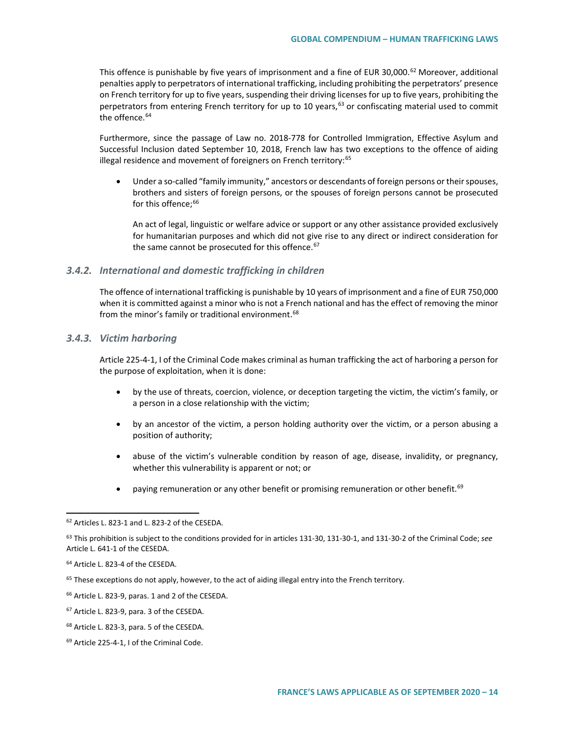This offence is punishable by five years of imprisonment and a fine of EUR 30,000.[62] Moreover, additional penalties apply to perpetrators of international trafficking, including prohibiting the perpetrators' presence on French territory for up to five years, suspending their driving licenses for up to five years, prohibiting the perpetrators from entering French territory for up to 10 years,[63] or confiscating material used to commit the offence.[64]

Furthermore, since the passage of Law no. 2018-778 for Controlled Immigration, Effective Asylum and Successful Inclusion dated September 10, 2018, French law has two exceptions to the offence of aiding illegal residence and movement of foreigners on French territory:[65]

- Under a so-called "family immunity," ancestors or descendants of foreign persons or their spouses, brothers and sisters of foreign persons, or the spouses of foreign persons cannot be prosecuted for this offence;[66]

  An act of legal, linguistic or welfare advice or support or any other assistance provided exclusively for humanitarian purposes and which did not give rise to any direct or indirect consideration for the same cannot be prosecuted for this offence.[67]

### *3.4.2. International and domestic trafficking in children*

The offence of international trafficking is punishable by 10 years of imprisonment and a fine of EUR 750,000 when it is committed against a minor who is not a French national and has the effect of removing the minor from the minor's family or traditional environment.[68]

### *3.4.3. Victim harboring*

Article 225-4-1, I of the Criminal Code makes criminal as human trafficking the act of harboring a person for the purpose of exploitation, when it is done:

- by the use of threats, coercion, violence, or deception targeting the victim, the victim's family, or a person in a close relationship with the victim;
- by an ancestor of the victim, a person holding authority over the victim, or a person abusing a position of authority;
- abuse of the victim's vulnerable condition by reason of age, disease, invalidity, or pregnancy, whether this vulnerability is apparent or not; or
- paying remuneration or any other benefit or promising remuneration or other benefit.[69]

---

[62] Articles L. 823-1 and L. 823-2 of the CESEDA.

[63] This prohibition is subject to the conditions provided for in articles 131-30, 131-30-1, and 131-30-2 of the Criminal Code; *see* Article L. 641-1 of the CESEDA.

[64] Article L. 823-4 of the CESEDA.

[65] These exceptions do not apply, however, to the act of aiding illegal entry into the French territory.

[66] Article L. 823-9, paras. 1 and 2 of the CESEDA.

[67] Article L. 823-9, para. 3 of the CESEDA.

[68] Article L. 823-3, para. 5 of the CESEDA.

[69] Article 225-4-1, I of the Criminal Code.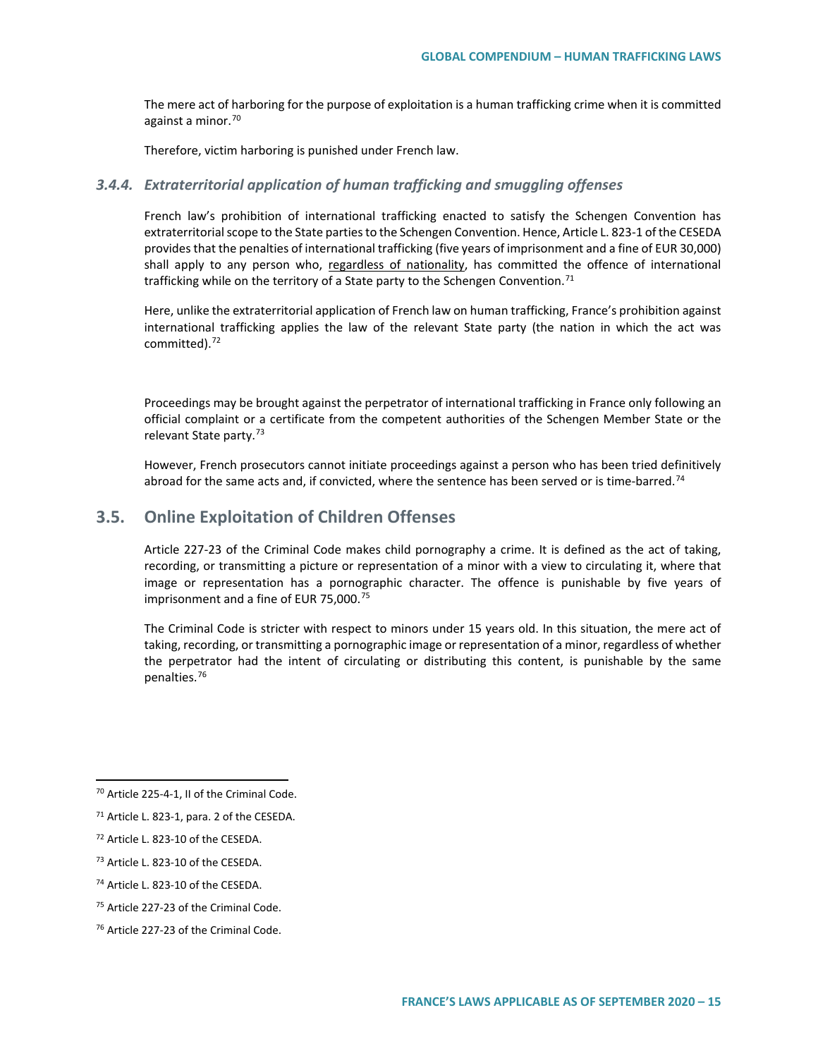The mere act of harboring for the purpose of exploitation is a human trafficking crime when it is committed against a minor.[70]

Therefore, victim harboring is punished under French law.

### *3.4.4. Extraterritorial application of human trafficking and smuggling offenses*

French law's prohibition of international trafficking enacted to satisfy the Schengen Convention has extraterritorial scope to the State parties to the Schengen Convention. Hence, Article L. 823-1 of the CESEDA provides that the penalties of international trafficking (five years of imprisonment and a fine of EUR 30,000) shall apply to any person who, regardless of nationality, has committed the offence of international trafficking while on the territory of a State party to the Schengen Convention.[71]

Here, unlike the extraterritorial application of French law on human trafficking, France's prohibition against international trafficking applies the law of the relevant State party (the nation in which the act was committed).[72]

Proceedings may be brought against the perpetrator of international trafficking in France only following an official complaint or a certificate from the competent authorities of the Schengen Member State or the relevant State party.[73]

However, French prosecutors cannot initiate proceedings against a person who has been tried definitively abroad for the same acts and, if convicted, where the sentence has been served or is time-barred.[74]

## 3.5. Online Exploitation of Children Offenses

Article 227-23 of the Criminal Code makes child pornography a crime. It is defined as the act of taking, recording, or transmitting a picture or representation of a minor with a view to circulating it, where that image or representation has a pornographic character. The offence is punishable by five years of imprisonment and a fine of EUR 75,000.[75]

The Criminal Code is stricter with respect to minors under 15 years old. In this situation, the mere act of taking, recording, or transmitting a pornographic image or representation of a minor, regardless of whether the perpetrator had the intent of circulating or distributing this content, is punishable by the same penalties.[76]

---

[70] Article 225-4-1, II of the Criminal Code.

[71] Article L. 823-1, para. 2 of the CESEDA.

[72] Article L. 823-10 of the CESEDA.

[73] Article L. 823-10 of the CESEDA.

[74] Article L. 823-10 of the CESEDA.

[75] Article 227-23 of the Criminal Code.

[76] Article 227-23 of the Criminal Code.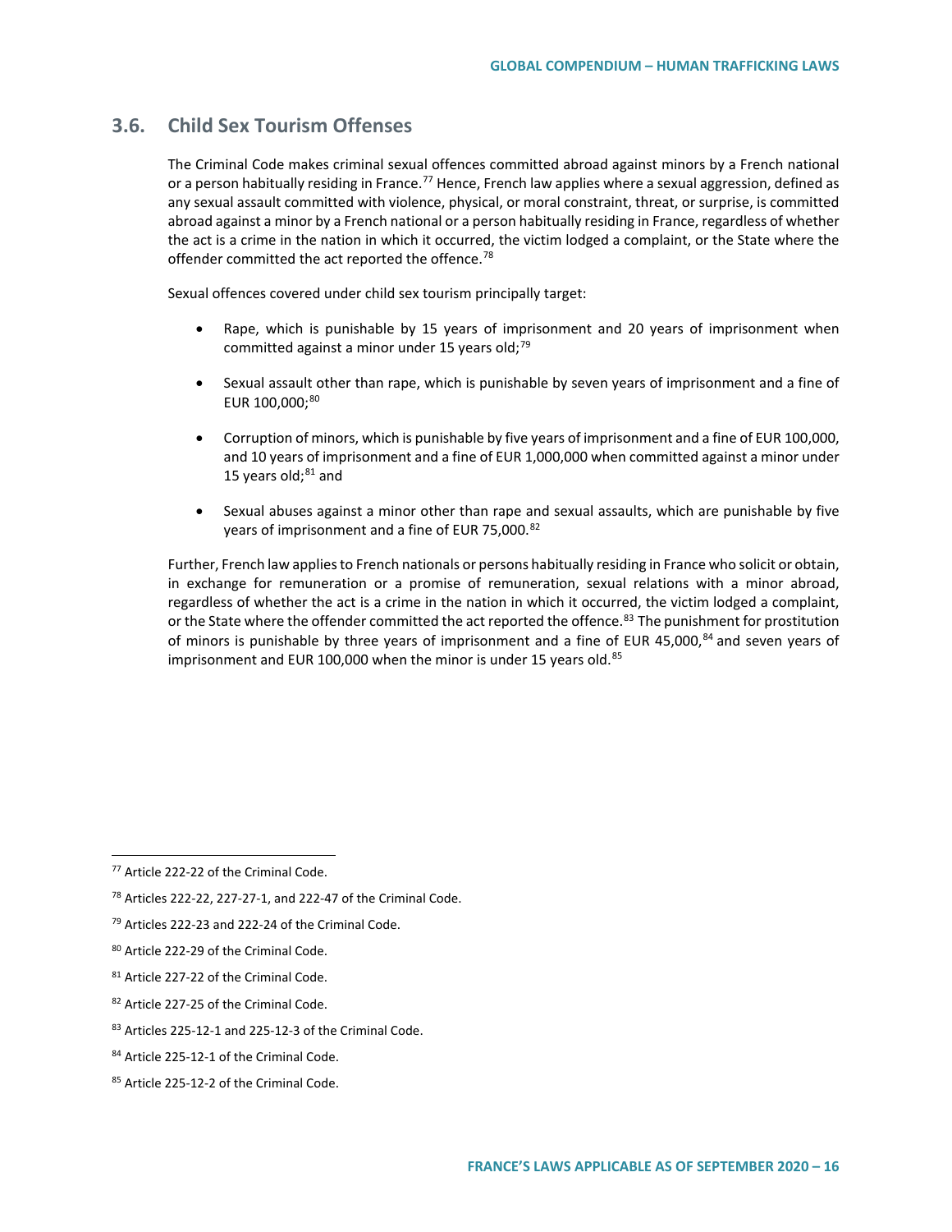## 3.6. Child Sex Tourism Offenses

The Criminal Code makes criminal sexual offences committed abroad against minors by a French national or a person habitually residing in France.[77] Hence, French law applies where a sexual aggression, defined as any sexual assault committed with violence, physical, or moral constraint, threat, or surprise, is committed abroad against a minor by a French national or a person habitually residing in France, regardless of whether the act is a crime in the nation in which it occurred, the victim lodged a complaint, or the State where the offender committed the act reported the offence.[78]

Sexual offences covered under child sex tourism principally target:

- Rape, which is punishable by 15 years of imprisonment and 20 years of imprisonment when committed against a minor under 15 years old;[79]
- Sexual assault other than rape, which is punishable by seven years of imprisonment and a fine of EUR 100,000;[80]
- Corruption of minors, which is punishable by five years of imprisonment and a fine of EUR 100,000, and 10 years of imprisonment and a fine of EUR 1,000,000 when committed against a minor under 15 years old;[81] and
- Sexual abuses against a minor other than rape and sexual assaults, which are punishable by five years of imprisonment and a fine of EUR 75,000.[82]

Further, French law applies to French nationals or persons habitually residing in France who solicit or obtain, in exchange for remuneration or a promise of remuneration, sexual relations with a minor abroad, regardless of whether the act is a crime in the nation in which it occurred, the victim lodged a complaint, or the State where the offender committed the act reported the offence.[83] The punishment for prostitution of minors is punishable by three years of imprisonment and a fine of EUR 45,000,[84] and seven years of imprisonment and EUR 100,000 when the minor is under 15 years old.[85]

---

[77] Article 222-22 of the Criminal Code.

[78] Articles 222-22, 227-27-1, and 222-47 of the Criminal Code.

[79] Articles 222-23 and 222-24 of the Criminal Code.

[80] Article 222-29 of the Criminal Code.

[81] Article 227-22 of the Criminal Code.

[82] Article 227-25 of the Criminal Code.

[83] Articles 225-12-1 and 225-12-3 of the Criminal Code.

[84] Article 225-12-1 of the Criminal Code.

[85] Article 225-12-2 of the Criminal Code.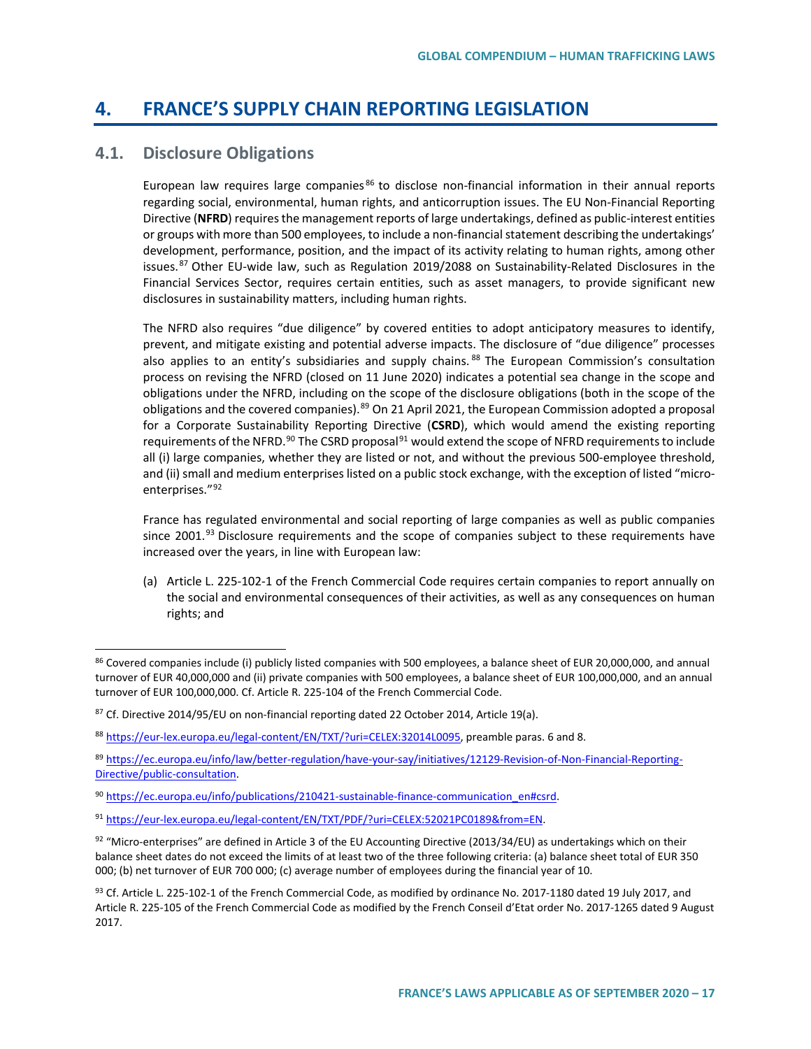# 4. FRANCE'S SUPPLY CHAIN REPORTING LEGISLATION

## 4.1. Disclosure Obligations

European law requires large companies[86] to disclose non-financial information in their annual reports regarding social, environmental, human rights, and anticorruption issues. The EU Non-Financial Reporting Directive (**NFRD**) requires the management reports of large undertakings, defined as public-interest entities or groups with more than 500 employees, to include a non-financial statement describing the undertakings' development, performance, position, and the impact of its activity relating to human rights, among other issues.[87] Other EU-wide law, such as Regulation 2019/2088 on Sustainability-Related Disclosures in the Financial Services Sector, requires certain entities, such as asset managers, to provide significant new disclosures in sustainability matters, including human rights.

The NFRD also requires "due diligence" by covered entities to adopt anticipatory measures to identify, prevent, and mitigate existing and potential adverse impacts. The disclosure of "due diligence" processes also applies to an entity's subsidiaries and supply chains.[88] The European Commission's consultation process on revising the NFRD (closed on 11 June 2020) indicates a potential sea change in the scope and obligations under the NFRD, including on the scope of the disclosure obligations (both in the scope of the obligations and the covered companies).[89] On 21 April 2021, the European Commission adopted a proposal for a Corporate Sustainability Reporting Directive (**CSRD**), which would amend the existing reporting requirements of the NFRD.[90] The CSRD proposal[91] would extend the scope of NFRD requirements to include all (i) large companies, whether they are listed or not, and without the previous 500-employee threshold, and (ii) small and medium enterprises listed on a public stock exchange, with the exception of listed "micro-enterprises."[92]

France has regulated environmental and social reporting of large companies as well as public companies since 2001.[93] Disclosure requirements and the scope of companies subject to these requirements have increased over the years, in line with European law:

(a) Article L. 225-102-1 of the French Commercial Code requires certain companies to report annually on the social and environmental consequences of their activities, as well as any consequences on human rights; and

---

[86] Covered companies include (i) publicly listed companies with 500 employees, a balance sheet of EUR 20,000,000, and annual turnover of EUR 40,000,000 and (ii) private companies with 500 employees, a balance sheet of EUR 100,000,000, and an annual turnover of EUR 100,000,000. Cf. Article R. 225-104 of the French Commercial Code.

[87] Cf. Directive 2014/95/EU on non-financial reporting dated 22 October 2014, Article 19(a).

[88] https://eur-lex.europa.eu/legal-content/EN/TXT/?uri=CELEX:32014L0095, preamble paras. 6 and 8.

[89] https://ec.europa.eu/info/law/better-regulation/have-your-say/initiatives/12129-Revision-of-Non-Financial-Reporting-Directive/public-consultation.

[90] https://ec.europa.eu/info/publications/210421-sustainable-finance-communication_en#csrd.

[91] https://eur-lex.europa.eu/legal-content/EN/TXT/PDF/?uri=CELEX:52021PC0189&from=EN.

[92] "Micro-enterprises" are defined in Article 3 of the EU Accounting Directive (2013/34/EU) as undertakings which on their balance sheet dates do not exceed the limits of at least two of the three following criteria: (a) balance sheet total of EUR 350 000; (b) net turnover of EUR 700 000; (c) average number of employees during the financial year of 10.

[93] Cf. Article L. 225-102-1 of the French Commercial Code, as modified by ordinance No. 2017-1180 dated 19 July 2017, and Article R. 225-105 of the French Commercial Code as modified by the French Conseil d'Etat order No. 2017-1265 dated 9 August 2017.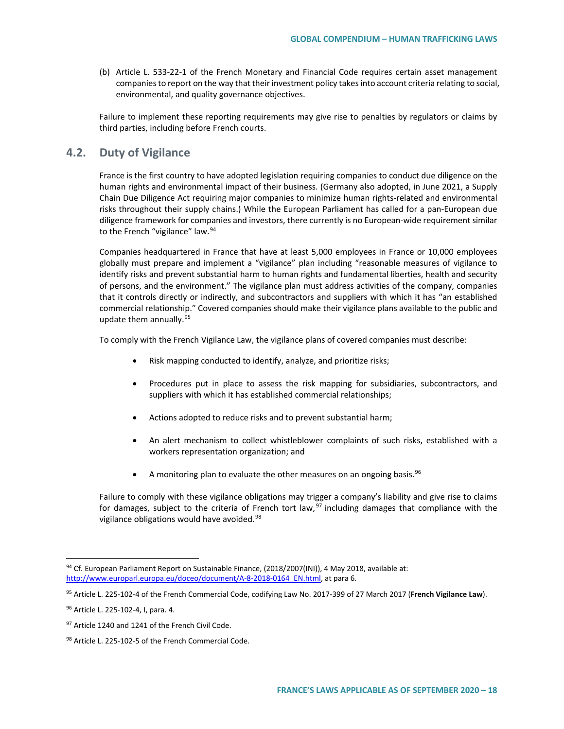(b) Article L. 533-22-1 of the French Monetary and Financial Code requires certain asset management companies to report on the way that their investment policy takes into account criteria relating to social, environmental, and quality governance objectives.

Failure to implement these reporting requirements may give rise to penalties by regulators or claims by third parties, including before French courts.

## 4.2. Duty of Vigilance

France is the first country to have adopted legislation requiring companies to conduct due diligence on the human rights and environmental impact of their business. (Germany also adopted, in June 2021, a Supply Chain Due Diligence Act requiring major companies to minimize human rights-related and environmental risks throughout their supply chains.) While the European Parliament has called for a pan-European due diligence framework for companies and investors, there currently is no European-wide requirement similar to the French "vigilance" law.[94]

Companies headquartered in France that have at least 5,000 employees in France or 10,000 employees globally must prepare and implement a "vigilance" plan including "reasonable measures of vigilance to identify risks and prevent substantial harm to human rights and fundamental liberties, health and security of persons, and the environment." The vigilance plan must address activities of the company, companies that it controls directly or indirectly, and subcontractors and suppliers with which it has "an established commercial relationship." Covered companies should make their vigilance plans available to the public and update them annually.[95]

To comply with the French Vigilance Law, the vigilance plans of covered companies must describe:

- Risk mapping conducted to identify, analyze, and prioritize risks;
- Procedures put in place to assess the risk mapping for subsidiaries, subcontractors, and suppliers with which it has established commercial relationships;
- Actions adopted to reduce risks and to prevent substantial harm;
- An alert mechanism to collect whistleblower complaints of such risks, established with a workers representation organization; and
- A monitoring plan to evaluate the other measures on an ongoing basis.[96]

Failure to comply with these vigilance obligations may trigger a company's liability and give rise to claims for damages, subject to the criteria of French tort law,[97] including damages that compliance with the vigilance obligations would have avoided.[98]

---

[94] Cf. European Parliament Report on Sustainable Finance, (2018/2007(INI)), 4 May 2018, available at: http://www.europarl.europa.eu/doceo/document/A-8-2018-0164_EN.html, at para 6.

[95] Article L. 225-102-4 of the French Commercial Code, codifying Law No. 2017-399 of 27 March 2017 (**French Vigilance Law**).

[96] Article L. 225-102-4, I, para. 4.

[97] Article 1240 and 1241 of the French Civil Code.

[98] Article L. 225-102-5 of the French Commercial Code.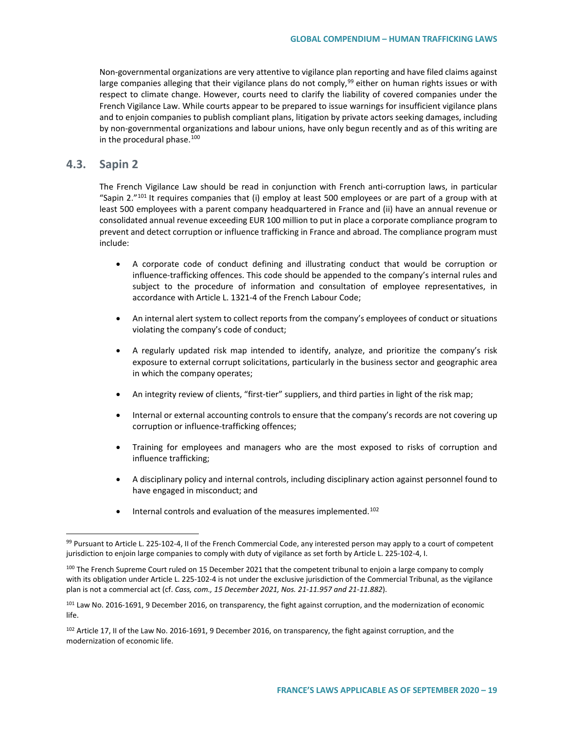Non-governmental organizations are very attentive to vigilance plan reporting and have filed claims against large companies alleging that their vigilance plans do not comply,[99] either on human rights issues or with respect to climate change. However, courts need to clarify the liability of covered companies under the French Vigilance Law. While courts appear to be prepared to issue warnings for insufficient vigilance plans and to enjoin companies to publish compliant plans, litigation by private actors seeking damages, including by non-governmental organizations and labour unions, have only begun recently and as of this writing are in the procedural phase.[100]

## 4.3. Sapin 2

The French Vigilance Law should be read in conjunction with French anti-corruption laws, in particular "Sapin 2."[101] It requires companies that (i) employ at least 500 employees or are part of a group with at least 500 employees with a parent company headquartered in France and (ii) have an annual revenue or consolidated annual revenue exceeding EUR 100 million to put in place a corporate compliance program to prevent and detect corruption or influence trafficking in France and abroad. The compliance program must include:

- A corporate code of conduct defining and illustrating conduct that would be corruption or influence-trafficking offences. This code should be appended to the company's internal rules and subject to the procedure of information and consultation of employee representatives, in accordance with Article L. 1321-4 of the French Labour Code;
- An internal alert system to collect reports from the company's employees of conduct or situations violating the company's code of conduct;
- A regularly updated risk map intended to identify, analyze, and prioritize the company's risk exposure to external corrupt solicitations, particularly in the business sector and geographic area in which the company operates;
- An integrity review of clients, "first-tier" suppliers, and third parties in light of the risk map;
- Internal or external accounting controls to ensure that the company's records are not covering up corruption or influence-trafficking offences;
- Training for employees and managers who are the most exposed to risks of corruption and influence trafficking;
- A disciplinary policy and internal controls, including disciplinary action against personnel found to have engaged in misconduct; and
- Internal controls and evaluation of the measures implemented.[102]

---

[99] Pursuant to Article L. 225-102-4, II of the French Commercial Code, any interested person may apply to a court of competent jurisdiction to enjoin large companies to comply with duty of vigilance as set forth by Article L. 225-102-4, I.

[100] The French Supreme Court ruled on 15 December 2021 that the competent tribunal to enjoin a large company to comply with its obligation under Article L. 225-102-4 is not under the exclusive jurisdiction of the Commercial Tribunal, as the vigilance plan is not a commercial act (cf. *Cass, com., 15 December 2021, Nos. 21-11.957 and 21-11.882*).

[101] Law No. 2016-1691, 9 December 2016, on transparency, the fight against corruption, and the modernization of economic life.

[102] Article 17, II of the Law No. 2016-1691, 9 December 2016, on transparency, the fight against corruption, and the modernization of economic life.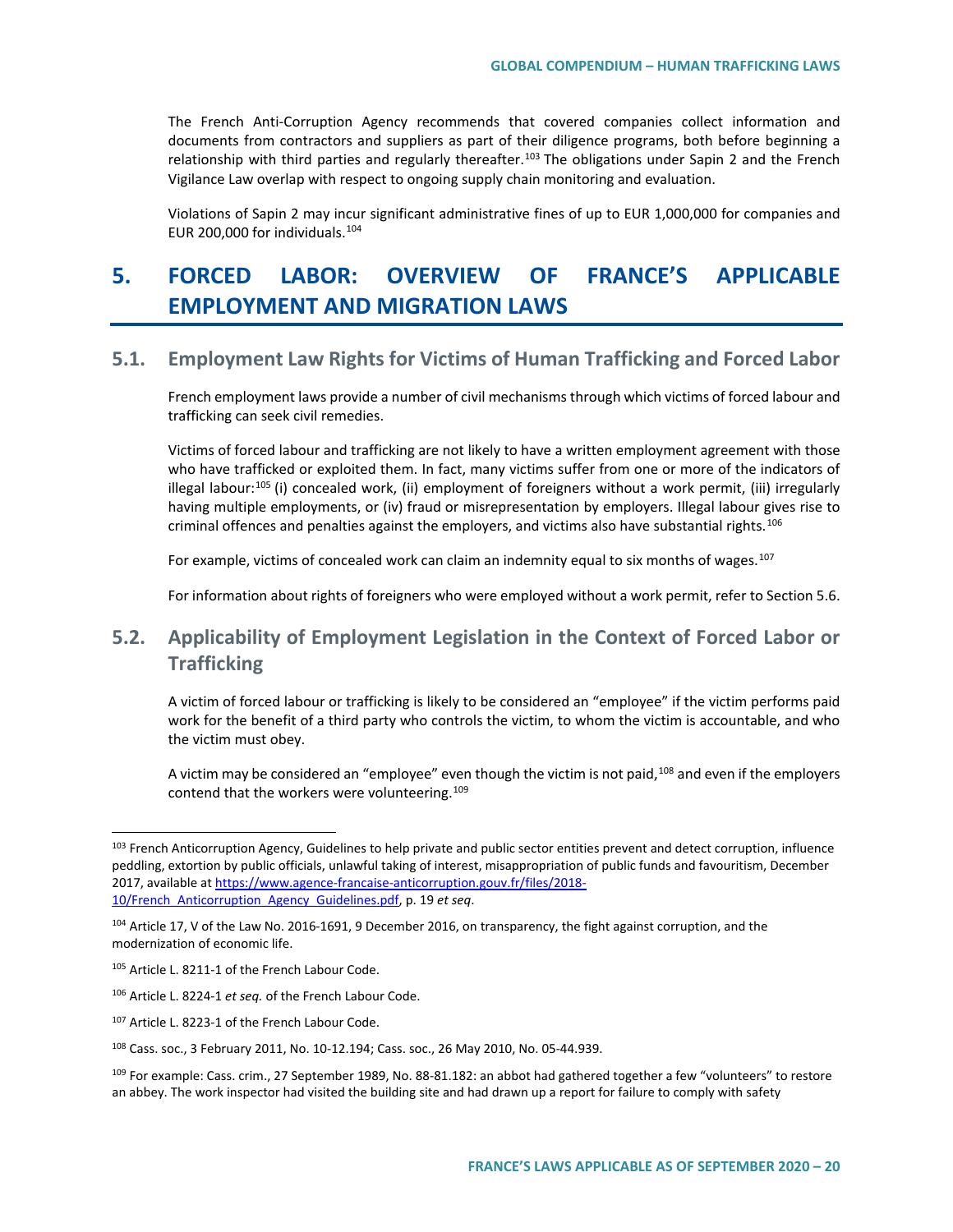The French Anti-Corruption Agency recommends that covered companies collect information and documents from contractors and suppliers as part of their diligence programs, both before beginning a relationship with third parties and regularly thereafter.[103] The obligations under Sapin 2 and the French Vigilance Law overlap with respect to ongoing supply chain monitoring and evaluation.

Violations of Sapin 2 may incur significant administrative fines of up to EUR 1,000,000 for companies and EUR 200,000 for individuals.[104]

# 5. FORCED LABOR: OVERVIEW OF FRANCE'S APPLICABLE EMPLOYMENT AND MIGRATION LAWS

## 5.1. Employment Law Rights for Victims of Human Trafficking and Forced Labor

French employment laws provide a number of civil mechanisms through which victims of forced labour and trafficking can seek civil remedies.

Victims of forced labour and trafficking are not likely to have a written employment agreement with those who have trafficked or exploited them. In fact, many victims suffer from one or more of the indicators of illegal labour:[105] (i) concealed work, (ii) employment of foreigners without a work permit, (iii) irregularly having multiple employments, or (iv) fraud or misrepresentation by employers. Illegal labour gives rise to criminal offences and penalties against the employers, and victims also have substantial rights.[106]

For example, victims of concealed work can claim an indemnity equal to six months of wages.[107]

For information about rights of foreigners who were employed without a work permit, refer to Section 5.6.

## 5.2. Applicability of Employment Legislation in the Context of Forced Labor or Trafficking

A victim of forced labour or trafficking is likely to be considered an "employee" if the victim performs paid work for the benefit of a third party who controls the victim, to whom the victim is accountable, and who the victim must obey.

A victim may be considered an "employee" even though the victim is not paid,[108] and even if the employers contend that the workers were volunteering.[109]

---

[103] French Anticorruption Agency, Guidelines to help private and public sector entities prevent and detect corruption, influence peddling, extortion by public officials, unlawful taking of interest, misappropriation of public funds and favouritism, December 2017, available at https://www.agence-francaise-anticorruption.gouv.fr/files/2018-10/French_Anticorruption_Agency_Guidelines.pdf, p. 19 *et seq*.

[104] Article 17, V of the Law No. 2016-1691, 9 December 2016, on transparency, the fight against corruption, and the modernization of economic life.

[105] Article L. 8211-1 of the French Labour Code.

[106] Article L. 8224-1 *et seq.* of the French Labour Code.

[107] Article L. 8223-1 of the French Labour Code.

[108] Cass. soc., 3 February 2011, No. 10-12.194; Cass. soc., 26 May 2010, No. 05-44.939.

[109] For example: Cass. crim., 27 September 1989, No. 88-81.182: an abbot had gathered together a few "volunteers" to restore an abbey. The work inspector had visited the building site and had drawn up a report for failure to comply with safety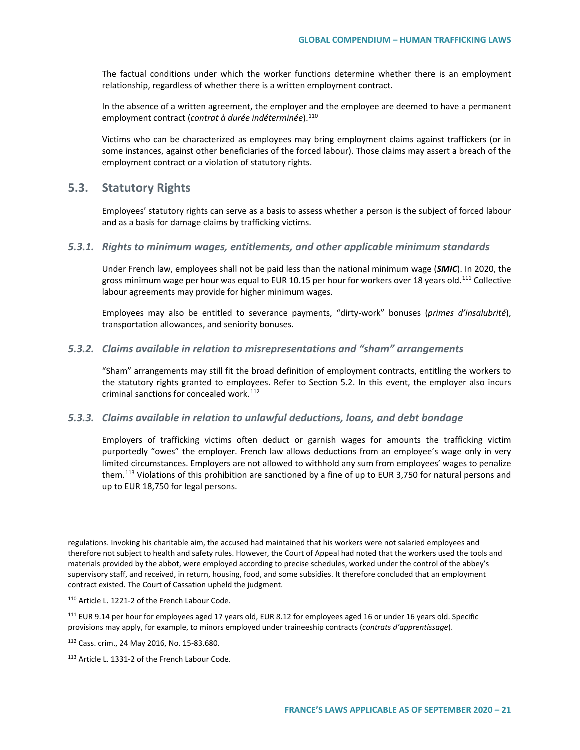The factual conditions under which the worker functions determine whether there is an employment relationship, regardless of whether there is a written employment contract.

In the absence of a written agreement, the employer and the employee are deemed to have a permanent employment contract (*contrat à durée indéterminée*).[110]

Victims who can be characterized as employees may bring employment claims against traffickers (or in some instances, against other beneficiaries of the forced labour). Those claims may assert a breach of the employment contract or a violation of statutory rights.

## 5.3. Statutory Rights

Employees' statutory rights can serve as a basis to assess whether a person is the subject of forced labour and as a basis for damage claims by trafficking victims.

### *5.3.1. Rights to minimum wages, entitlements, and other applicable minimum standards*

Under French law, employees shall not be paid less than the national minimum wage (***SMIC***). In 2020, the gross minimum wage per hour was equal to EUR 10.15 per hour for workers over 18 years old.[111] Collective labour agreements may provide for higher minimum wages.

Employees may also be entitled to severance payments, "dirty-work" bonuses (*primes d'insalubrité*), transportation allowances, and seniority bonuses.

### *5.3.2. Claims available in relation to misrepresentations and "sham" arrangements*

"Sham" arrangements may still fit the broad definition of employment contracts, entitling the workers to the statutory rights granted to employees. Refer to Section 5.2. In this event, the employer also incurs criminal sanctions for concealed work.[112]

### *5.3.3. Claims available in relation to unlawful deductions, loans, and debt bondage*

Employers of trafficking victims often deduct or garnish wages for amounts the trafficking victim purportedly "owes" the employer. French law allows deductions from an employee's wage only in very limited circumstances. Employers are not allowed to withhold any sum from employees' wages to penalize them.[113] Violations of this prohibition are sanctioned by a fine of up to EUR 3,750 for natural persons and up to EUR 18,750 for legal persons.

---

regulations. Invoking his charitable aim, the accused had maintained that his workers were not salaried employees and therefore not subject to health and safety rules. However, the Court of Appeal had noted that the workers used the tools and materials provided by the abbot, were employed according to precise schedules, worked under the control of the abbey's supervisory staff, and received, in return, housing, food, and some subsidies. It therefore concluded that an employment contract existed. The Court of Cassation upheld the judgment.

[110] Article L. 1221-2 of the French Labour Code.

[111] EUR 9.14 per hour for employees aged 17 years old, EUR 8.12 for employees aged 16 or under 16 years old. Specific provisions may apply, for example, to minors employed under traineeship contracts (*contrats d'apprentissage*).

[112] Cass. crim., 24 May 2016, No. 15-83.680.

[113] Article L. 1331-2 of the French Labour Code.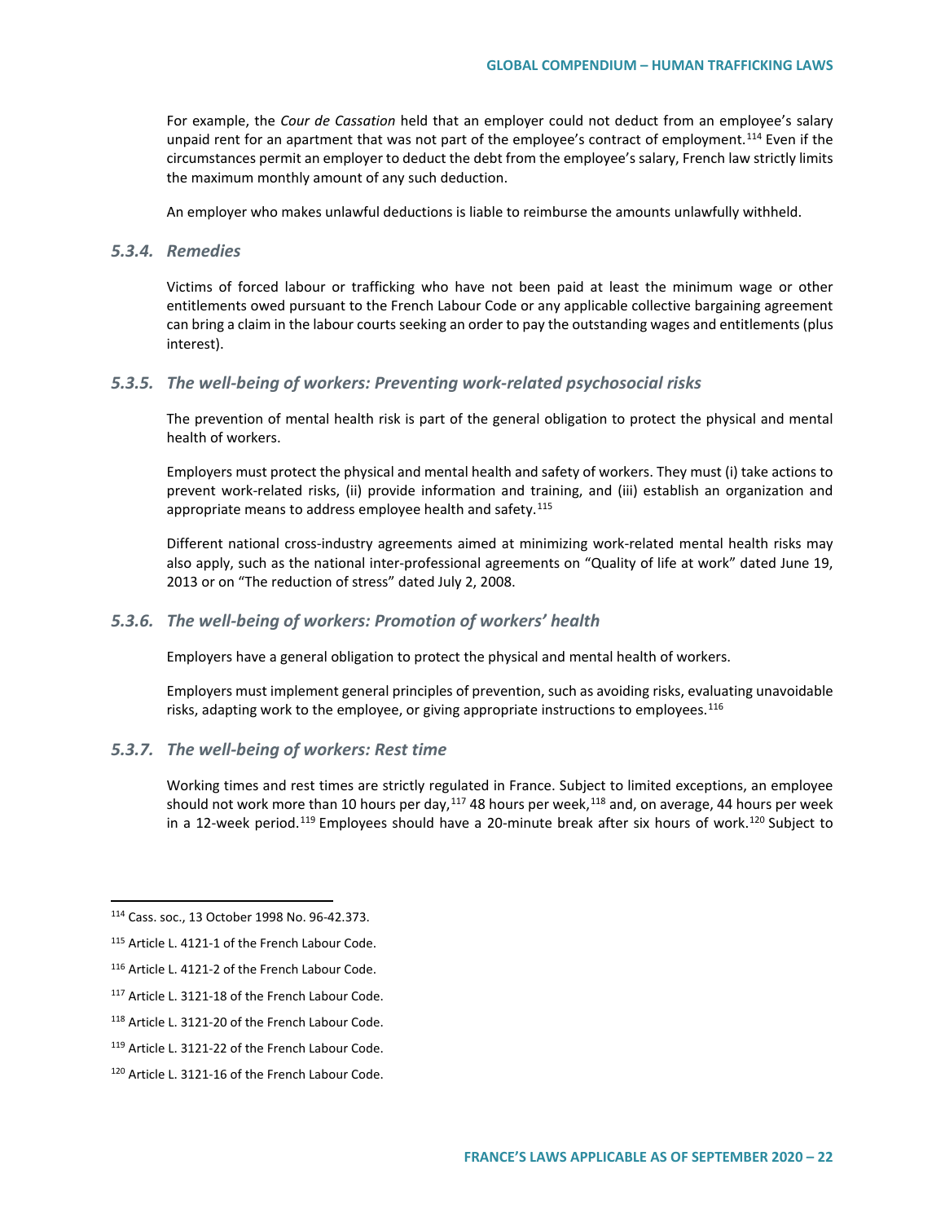For example, the *Cour de Cassation* held that an employer could not deduct from an employee's salary unpaid rent for an apartment that was not part of the employee's contract of employment.[114] Even if the circumstances permit an employer to deduct the debt from the employee's salary, French law strictly limits the maximum monthly amount of any such deduction.

An employer who makes unlawful deductions is liable to reimburse the amounts unlawfully withheld.

### *5.3.4. Remedies*

Victims of forced labour or trafficking who have not been paid at least the minimum wage or other entitlements owed pursuant to the French Labour Code or any applicable collective bargaining agreement can bring a claim in the labour courts seeking an order to pay the outstanding wages and entitlements (plus interest).

### *5.3.5. The well-being of workers: Preventing work-related psychosocial risks*

The prevention of mental health risk is part of the general obligation to protect the physical and mental health of workers.

Employers must protect the physical and mental health and safety of workers. They must (i) take actions to prevent work-related risks, (ii) provide information and training, and (iii) establish an organization and appropriate means to address employee health and safety.[115]

Different national cross-industry agreements aimed at minimizing work-related mental health risks may also apply, such as the national inter-professional agreements on "Quality of life at work" dated June 19, 2013 or on "The reduction of stress" dated July 2, 2008.

### *5.3.6. The well-being of workers: Promotion of workers' health*

Employers have a general obligation to protect the physical and mental health of workers.

Employers must implement general principles of prevention, such as avoiding risks, evaluating unavoidable risks, adapting work to the employee, or giving appropriate instructions to employees.[116]

### *5.3.7. The well-being of workers: Rest time*

Working times and rest times are strictly regulated in France. Subject to limited exceptions, an employee should not work more than 10 hours per day,[117] 48 hours per week,[118] and, on average, 44 hours per week in a 12-week period.[119] Employees should have a 20-minute break after six hours of work.[120] Subject to

---

[114] Cass. soc., 13 October 1998 No. 96-42.373.

[115] Article L. 4121-1 of the French Labour Code.

[116] Article L. 4121-2 of the French Labour Code.

[117] Article L. 3121-18 of the French Labour Code.

[118] Article L. 3121-20 of the French Labour Code.

[119] Article L. 3121-22 of the French Labour Code.

[120] Article L. 3121-16 of the French Labour Code.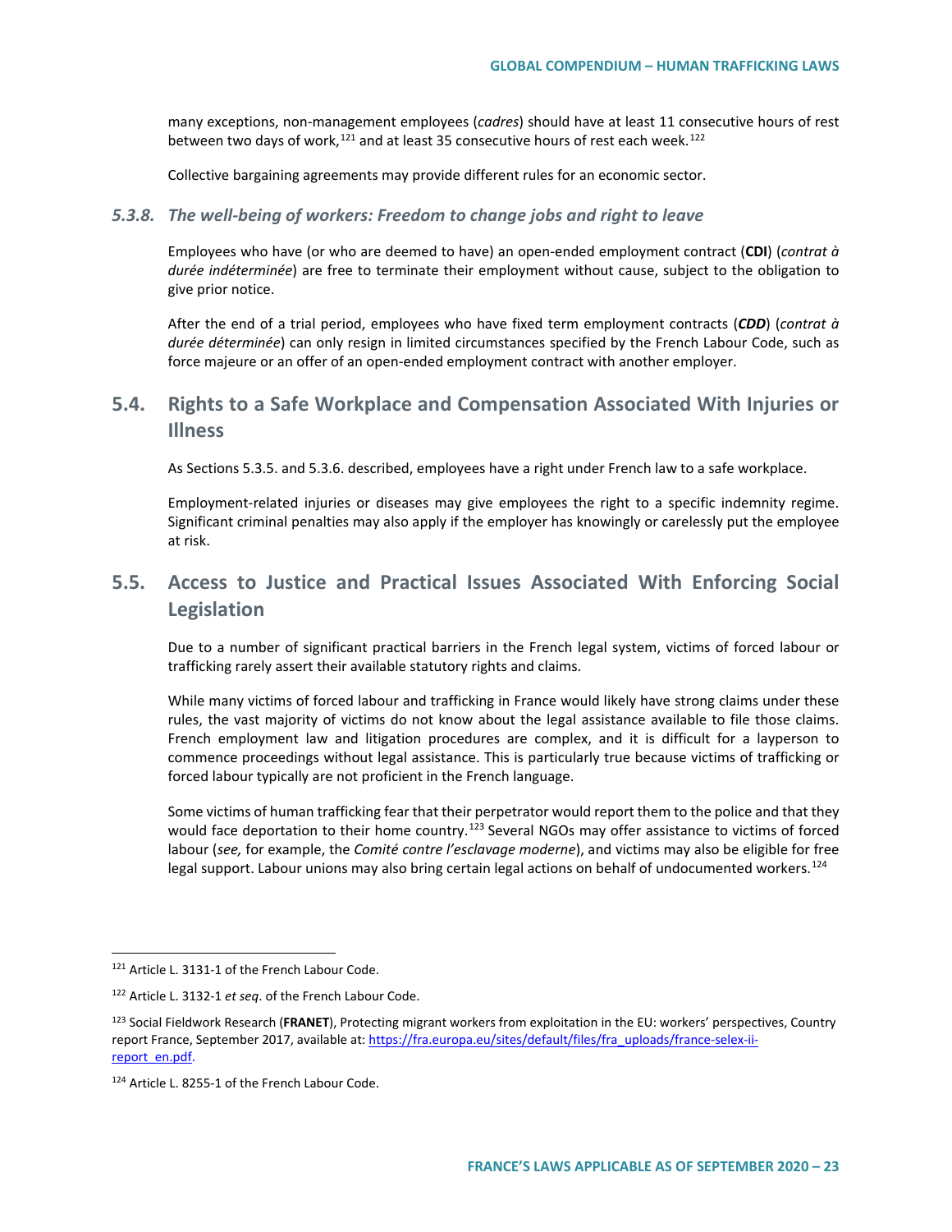many exceptions, non-management employees (*cadres*) should have at least 11 consecutive hours of rest between two days of work,[121] and at least 35 consecutive hours of rest each week.[122]

Collective bargaining agreements may provide different rules for an economic sector.

### *5.3.8. The well-being of workers: Freedom to change jobs and right to leave*

Employees who have (or who are deemed to have) an open-ended employment contract (**CDI**) (*contrat à durée indéterminée*) are free to terminate their employment without cause, subject to the obligation to give prior notice.

After the end of a trial period, employees who have fixed term employment contracts (***CDD***) (*contrat à durée déterminée*) can only resign in limited circumstances specified by the French Labour Code, such as force majeure or an offer of an open-ended employment contract with another employer.

## 5.4. Rights to a Safe Workplace and Compensation Associated With Injuries or Illness

As Sections 5.3.5. and 5.3.6. described, employees have a right under French law to a safe workplace.

Employment-related injuries or diseases may give employees the right to a specific indemnity regime. Significant criminal penalties may also apply if the employer has knowingly or carelessly put the employee at risk.

## 5.5. Access to Justice and Practical Issues Associated With Enforcing Social Legislation

Due to a number of significant practical barriers in the French legal system, victims of forced labour or trafficking rarely assert their available statutory rights and claims.

While many victims of forced labour and trafficking in France would likely have strong claims under these rules, the vast majority of victims do not know about the legal assistance available to file those claims. French employment law and litigation procedures are complex, and it is difficult for a layperson to commence proceedings without legal assistance. This is particularly true because victims of trafficking or forced labour typically are not proficient in the French language.

Some victims of human trafficking fear that their perpetrator would report them to the police and that they would face deportation to their home country.[123] Several NGOs may offer assistance to victims of forced labour (*see,* for example, the *Comité contre l'esclavage moderne*), and victims may also be eligible for free legal support. Labour unions may also bring certain legal actions on behalf of undocumented workers.[124]

---

[121] Article L. 3131-1 of the French Labour Code.

[122] Article L. 3132-1 *et seq*. of the French Labour Code.

[123] Social Fieldwork Research (**FRANET**), Protecting migrant workers from exploitation in the EU: workers' perspectives, Country report France, September 2017, available at: https://fra.europa.eu/sites/default/files/fra_uploads/france-selex-ii-report_en.pdf.

[124] Article L. 8255-1 of the French Labour Code.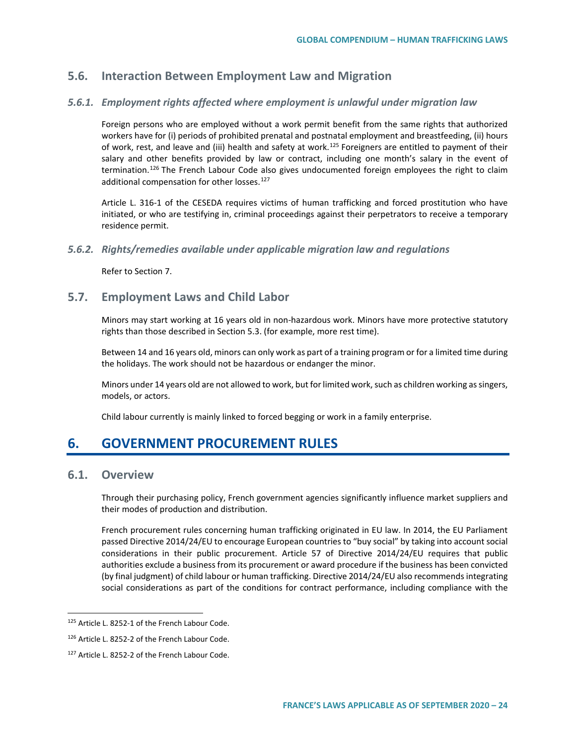## 5.6. Interaction Between Employment Law and Migration

### *5.6.1. Employment rights affected where employment is unlawful under migration law*

Foreign persons who are employed without a work permit benefit from the same rights that authorized workers have for (i) periods of prohibited prenatal and postnatal employment and breastfeeding, (ii) hours of work, rest, and leave and (iii) health and safety at work.[125] Foreigners are entitled to payment of their salary and other benefits provided by law or contract, including one month's salary in the event of termination.[126] The French Labour Code also gives undocumented foreign employees the right to claim additional compensation for other losses.[127]

Article L. 316-1 of the CESEDA requires victims of human trafficking and forced prostitution who have initiated, or who are testifying in, criminal proceedings against their perpetrators to receive a temporary residence permit.

### *5.6.2. Rights/remedies available under applicable migration law and regulations*

Refer to Section 7.

## 5.7. Employment Laws and Child Labor

Minors may start working at 16 years old in non-hazardous work. Minors have more protective statutory rights than those described in Section 5.3. (for example, more rest time).

Between 14 and 16 years old, minors can only work as part of a training program or for a limited time during the holidays. The work should not be hazardous or endanger the minor.

Minors under 14 years old are not allowed to work, but for limited work, such as children working as singers, models, or actors.

Child labour currently is mainly linked to forced begging or work in a family enterprise.

# 6. GOVERNMENT PROCUREMENT RULES

## 6.1. Overview

Through their purchasing policy, French government agencies significantly influence market suppliers and their modes of production and distribution.

French procurement rules concerning human trafficking originated in EU law. In 2014, the EU Parliament passed Directive 2014/24/EU to encourage European countries to "buy social" by taking into account social considerations in their public procurement. Article 57 of Directive 2014/24/EU requires that public authorities exclude a business from its procurement or award procedure if the business has been convicted (by final judgment) of child labour or human trafficking. Directive 2014/24/EU also recommends integrating social considerations as part of the conditions for contract performance, including compliance with the

---

[125] Article L. 8252-1 of the French Labour Code.

[126] Article L. 8252-2 of the French Labour Code.

[127] Article L. 8252-2 of the French Labour Code.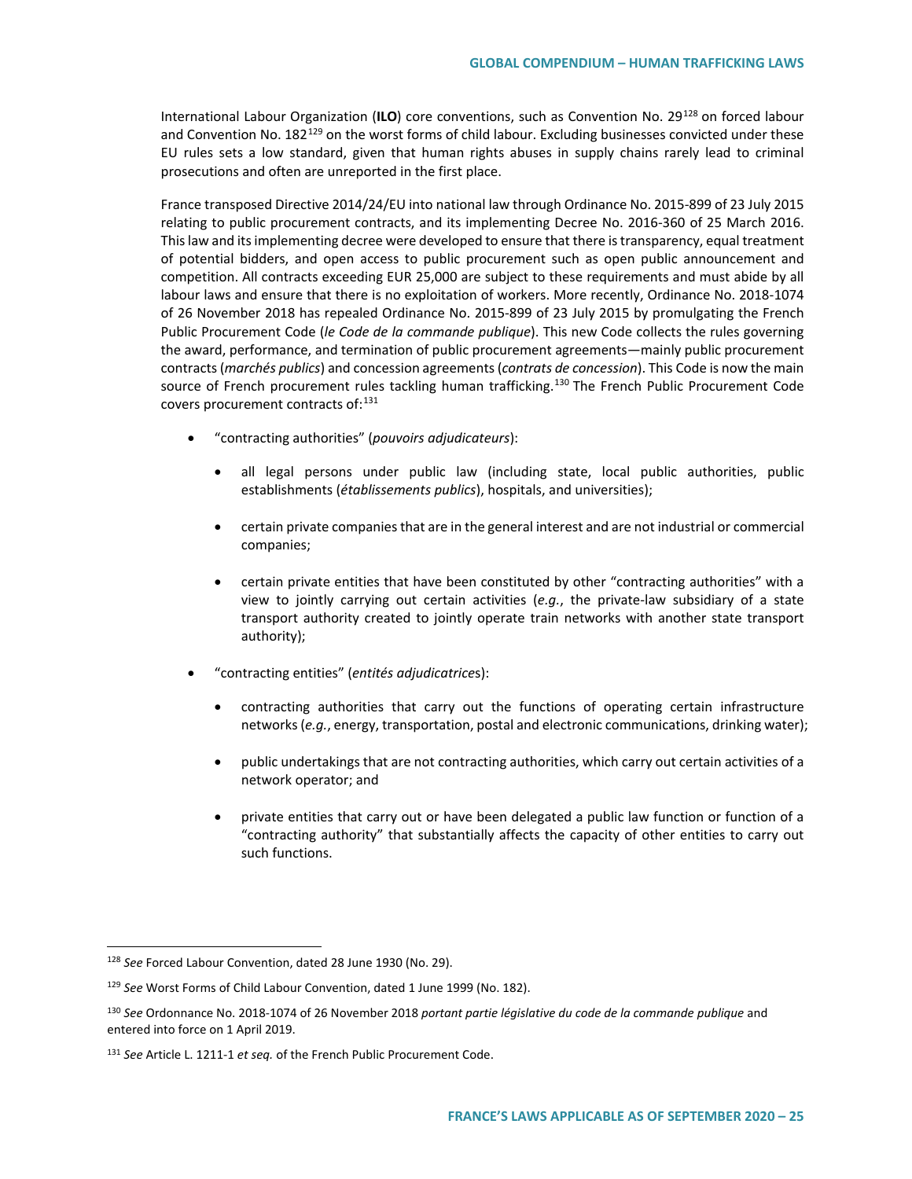International Labour Organization (**ILO**) core conventions, such as Convention No. 29[128] on forced labour and Convention No. 182[129] on the worst forms of child labour. Excluding businesses convicted under these EU rules sets a low standard, given that human rights abuses in supply chains rarely lead to criminal prosecutions and often are unreported in the first place.

France transposed Directive 2014/24/EU into national law through Ordinance No. 2015-899 of 23 July 2015 relating to public procurement contracts, and its implementing Decree No. 2016-360 of 25 March 2016. This law and its implementing decree were developed to ensure that there is transparency, equal treatment of potential bidders, and open access to public procurement such as open public announcement and competition. All contracts exceeding EUR 25,000 are subject to these requirements and must abide by all labour laws and ensure that there is no exploitation of workers. More recently, Ordinance No. 2018-1074 of 26 November 2018 has repealed Ordinance No. 2015-899 of 23 July 2015 by promulgating the French Public Procurement Code (*le Code de la commande publique*). This new Code collects the rules governing the award, performance, and termination of public procurement agreements—mainly public procurement contracts (*marchés publics*) and concession agreements (*contrats de concession*). This Code is now the main source of French procurement rules tackling human trafficking.[130] The French Public Procurement Code covers procurement contracts of:[131]

- "contracting authorities" (*pouvoirs adjudicateurs*):
  - all legal persons under public law (including state, local public authorities, public establishments (*établissements publics*), hospitals, and universities);
  - certain private companies that are in the general interest and are not industrial or commercial companies;
  - certain private entities that have been constituted by other "contracting authorities" with a view to jointly carrying out certain activities (*e.g.*, the private-law subsidiary of a state transport authority created to jointly operate train networks with another state transport authority);
- "contracting entities" (*entités adjudicatrices*):
  - contracting authorities that carry out the functions of operating certain infrastructure networks (*e.g.*, energy, transportation, postal and electronic communications, drinking water);
  - public undertakings that are not contracting authorities, which carry out certain activities of a network operator; and
  - private entities that carry out or have been delegated a public law function or function of a "contracting authority" that substantially affects the capacity of other entities to carry out such functions.

---

[128] *See* Forced Labour Convention, dated 28 June 1930 (No. 29).

[129] *See* Worst Forms of Child Labour Convention, dated 1 June 1999 (No. 182).

[130] *See* Ordonnance No. 2018-1074 of 26 November 2018 *portant partie législative du code de la commande publique* and entered into force on 1 April 2019.

[131] *See* Article L. 1211-1 *et seq.* of the French Public Procurement Code.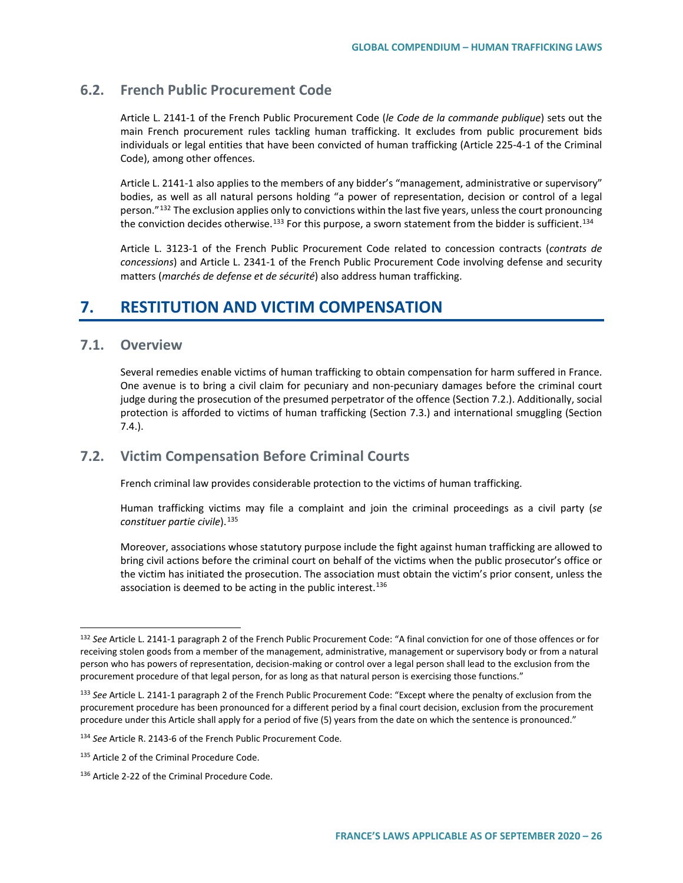### 6.2. French Public Procurement Code

Article L. 2141-1 of the French Public Procurement Code (*le Code de la commande publique*) sets out the main French procurement rules tackling human trafficking. It excludes from public procurement bids individuals or legal entities that have been convicted of human trafficking (Article 225-4-1 of the Criminal Code), among other offences.

Article L. 2141-1 also applies to the members of any bidder's "management, administrative or supervisory" bodies, as well as all natural persons holding "a power of representation, decision or control of a legal person."[132] The exclusion applies only to convictions within the last five years, unless the court pronouncing the conviction decides otherwise.[133] For this purpose, a sworn statement from the bidder is sufficient.[134]

Article L. 3123-1 of the French Public Procurement Code related to concession contracts (*contrats de concessions*) and Article L. 2341-1 of the French Public Procurement Code involving defense and security matters (*marchés de defense et de sécurité*) also address human trafficking.

## 7. RESTITUTION AND VICTIM COMPENSATION

### 7.1. Overview

Several remedies enable victims of human trafficking to obtain compensation for harm suffered in France. One avenue is to bring a civil claim for pecuniary and non-pecuniary damages before the criminal court judge during the prosecution of the presumed perpetrator of the offence (Section 7.2.). Additionally, social protection is afforded to victims of human trafficking (Section 7.3.) and international smuggling (Section 7.4.).

### 7.2. Victim Compensation Before Criminal Courts

French criminal law provides considerable protection to the victims of human trafficking.

Human trafficking victims may file a complaint and join the criminal proceedings as a civil party (*se constituer partie civile*).[135]

Moreover, associations whose statutory purpose include the fight against human trafficking are allowed to bring civil actions before the criminal court on behalf of the victims when the public prosecutor's office or the victim has initiated the prosecution. The association must obtain the victim's prior consent, unless the association is deemed to be acting in the public interest.[136]

---

[132] *See* Article L. 2141-1 paragraph 2 of the French Public Procurement Code: "A final conviction for one of those offences or for receiving stolen goods from a member of the management, administrative, management or supervisory body or from a natural person who has powers of representation, decision-making or control over a legal person shall lead to the exclusion from the procurement procedure of that legal person, for as long as that natural person is exercising those functions."

[133] *See* Article L. 2141-1 paragraph 2 of the French Public Procurement Code: "Except where the penalty of exclusion from the procurement procedure has been pronounced for a different period by a final court decision, exclusion from the procurement procedure under this Article shall apply for a period of five (5) years from the date on which the sentence is pronounced."

[134] *See* Article R. 2143-6 of the French Public Procurement Code.

[135] Article 2 of the Criminal Procedure Code.

[136] Article 2-22 of the Criminal Procedure Code.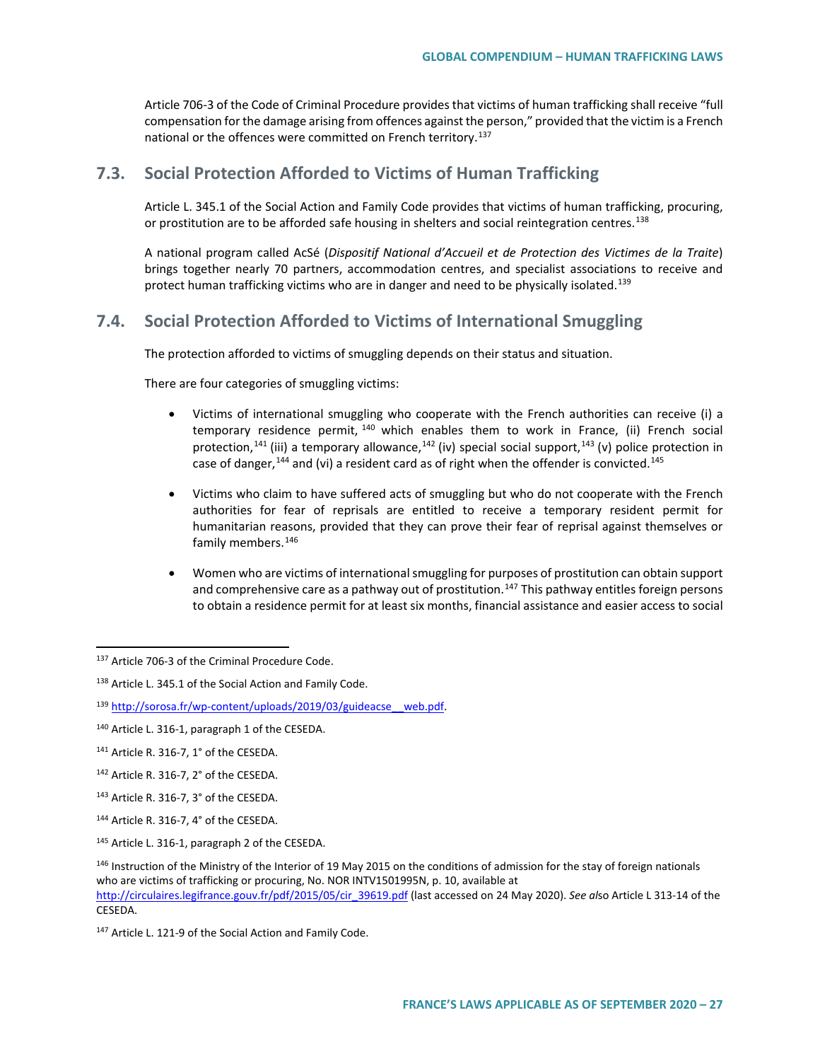Article 706-3 of the Code of Criminal Procedure provides that victims of human trafficking shall receive "full compensation for the damage arising from offences against the person," provided that the victim is a French national or the offences were committed on French territory.[137]

## 7.3. Social Protection Afforded to Victims of Human Trafficking

Article L. 345.1 of the Social Action and Family Code provides that victims of human trafficking, procuring, or prostitution are to be afforded safe housing in shelters and social reintegration centres.[138]

A national program called AcSé (*Dispositif National d'Accueil et de Protection des Victimes de la Traite*) brings together nearly 70 partners, accommodation centres, and specialist associations to receive and protect human trafficking victims who are in danger and need to be physically isolated.[139]

## 7.4. Social Protection Afforded to Victims of International Smuggling

The protection afforded to victims of smuggling depends on their status and situation.

There are four categories of smuggling victims:

- Victims of international smuggling who cooperate with the French authorities can receive (i) a temporary residence permit,[140] which enables them to work in France, (ii) French social protection,[141] (iii) a temporary allowance,[142] (iv) special social support,[143] (v) police protection in case of danger,[144] and (vi) a resident card as of right when the offender is convicted.[145]

- Victims who claim to have suffered acts of smuggling but who do not cooperate with the French authorities for fear of reprisals are entitled to receive a temporary resident permit for humanitarian reasons, provided that they can prove their fear of reprisal against themselves or family members.[146]

- Women who are victims of international smuggling for purposes of prostitution can obtain support and comprehensive care as a pathway out of prostitution.[147] This pathway entitles foreign persons to obtain a residence permit for at least six months, financial assistance and easier access to social

---

[137] Article 706-3 of the Criminal Procedure Code.

[138] Article L. 345.1 of the Social Action and Family Code.

[139] http://sorosa.fr/wp-content/uploads/2019/03/guideacse__web.pdf.

[140] Article L. 316-1, paragraph 1 of the CESEDA.

[141] Article R. 316-7, 1° of the CESEDA.

[142] Article R. 316-7, 2° of the CESEDA.

[143] Article R. 316-7, 3° of the CESEDA.

[144] Article R. 316-7, 4° of the CESEDA.

[145] Article L. 316-1, paragraph 2 of the CESEDA.

[146] Instruction of the Ministry of the Interior of 19 May 2015 on the conditions of admission for the stay of foreign nationals who are victims of trafficking or procuring, No. NOR INTV1501995N, p. 10, available at http://circulaires.legifrance.gouv.fr/pdf/2015/05/cir_39619.pdf (last accessed on 24 May 2020). *See also* Article L 313-14 of the CESEDA.

[147] Article L. 121-9 of the Social Action and Family Code.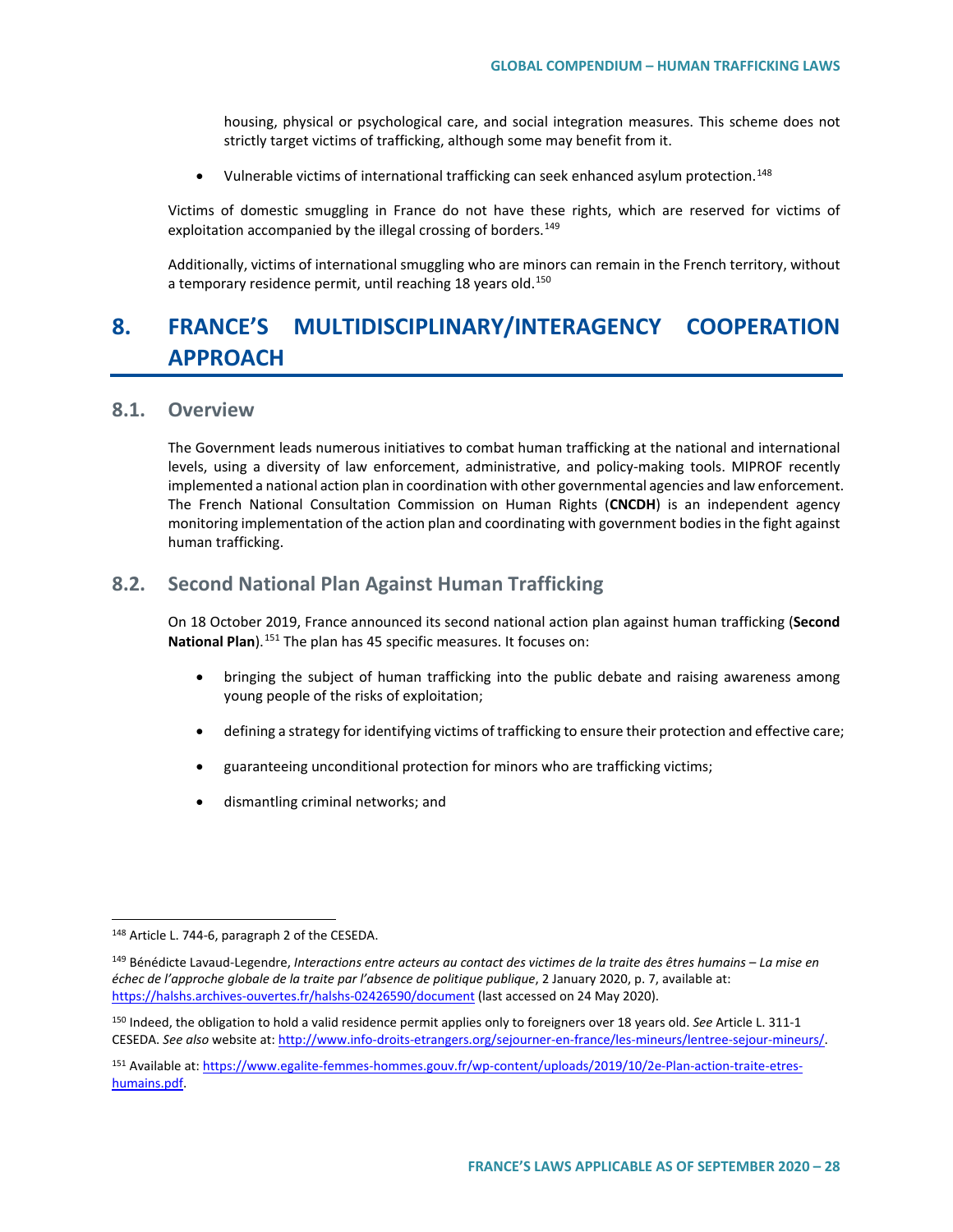housing, physical or psychological care, and social integration measures. This scheme does not strictly target victims of trafficking, although some may benefit from it.

- Vulnerable victims of international trafficking can seek enhanced asylum protection.[148]

Victims of domestic smuggling in France do not have these rights, which are reserved for victims of exploitation accompanied by the illegal crossing of borders.[149]

Additionally, victims of international smuggling who are minors can remain in the French territory, without a temporary residence permit, until reaching 18 years old.[150]

# 8. FRANCE'S MULTIDISCIPLINARY/INTERAGENCY COOPERATION APPROACH

## 8.1. Overview

The Government leads numerous initiatives to combat human trafficking at the national and international levels, using a diversity of law enforcement, administrative, and policy-making tools. MIPROF recently implemented a national action plan in coordination with other governmental agencies and law enforcement. The French National Consultation Commission on Human Rights (**CNCDH**) is an independent agency monitoring implementation of the action plan and coordinating with government bodies in the fight against human trafficking.

## 8.2. Second National Plan Against Human Trafficking

On 18 October 2019, France announced its second national action plan against human trafficking (**Second National Plan**).[151] The plan has 45 specific measures. It focuses on:

- bringing the subject of human trafficking into the public debate and raising awareness among young people of the risks of exploitation;
- defining a strategy for identifying victims of trafficking to ensure their protection and effective care;
- guaranteeing unconditional protection for minors who are trafficking victims;
- dismantling criminal networks; and

---

[148] Article L. 744-6, paragraph 2 of the CESEDA.

[149] Bénédicte Lavaud-Legendre, *Interactions entre acteurs au contact des victimes de la traite des êtres humains – La mise en échec de l'approche globale de la traite par l'absence de politique publique*, 2 January 2020, p. 7, available at: https://halshs.archives-ouvertes.fr/halshs-02426590/document (last accessed on 24 May 2020).

[150] Indeed, the obligation to hold a valid residence permit applies only to foreigners over 18 years old. *See* Article L. 311-1 CESEDA. *See also* website at: http://www.info-droits-etrangers.org/sejourner-en-france/les-mineurs/lentree-sejour-mineurs/.

[151] Available at: https://www.egalite-femmes-hommes.gouv.fr/wp-content/uploads/2019/10/2e-Plan-action-traite-etres-humains.pdf.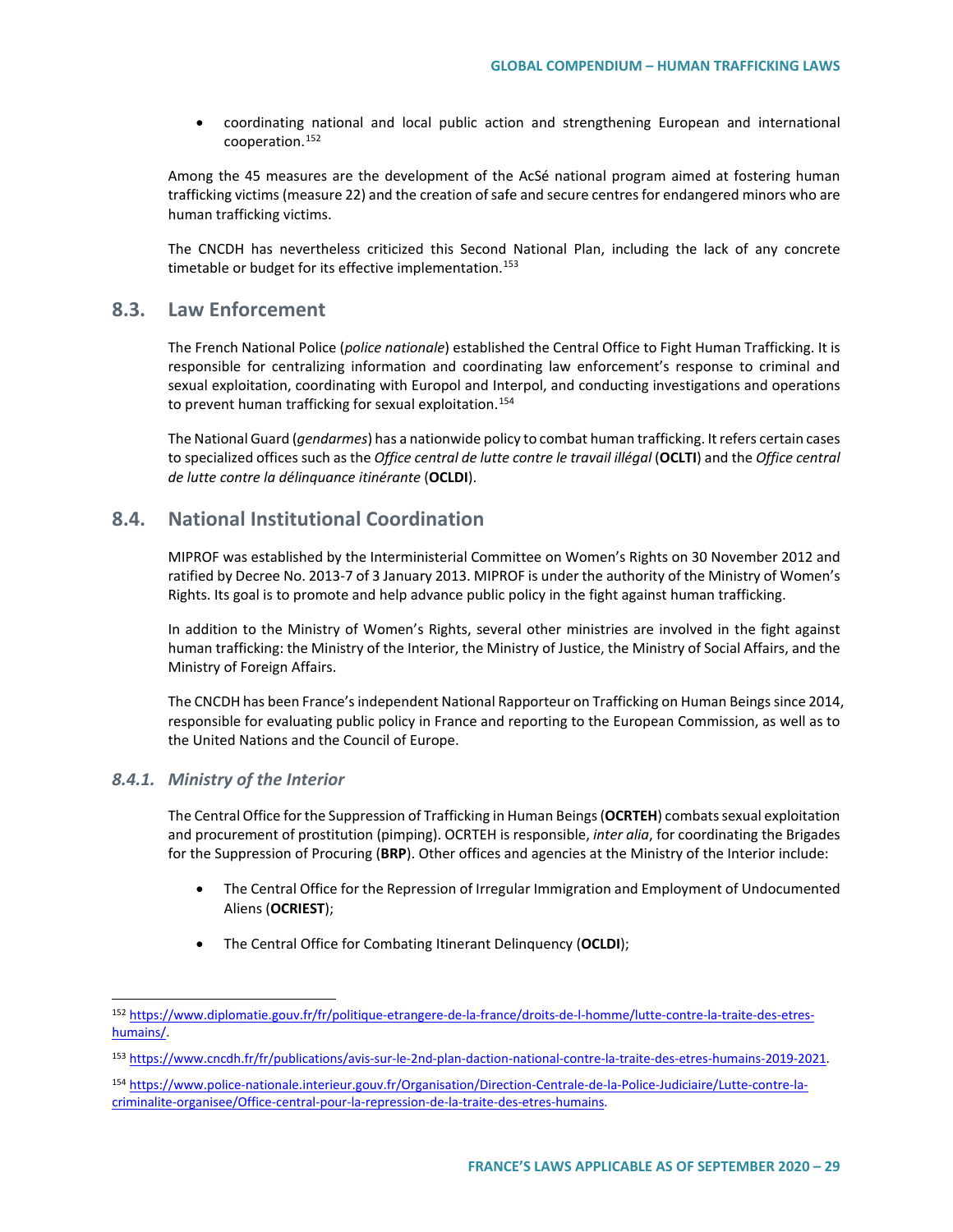- coordinating national and local public action and strengthening European and international cooperation.[152]

Among the 45 measures are the development of the AcSé national program aimed at fostering human trafficking victims (measure 22) and the creation of safe and secure centres for endangered minors who are human trafficking victims.

The CNCDH has nevertheless criticized this Second National Plan, including the lack of any concrete timetable or budget for its effective implementation.[153]

## 8.3. Law Enforcement

The French National Police (*police nationale*) established the Central Office to Fight Human Trafficking. It is responsible for centralizing information and coordinating law enforcement's response to criminal and sexual exploitation, coordinating with Europol and Interpol, and conducting investigations and operations to prevent human trafficking for sexual exploitation.[154]

The National Guard (*gendarmes*) has a nationwide policy to combat human trafficking. It refers certain cases to specialized offices such as the *Office central de lutte contre le travail illégal* (**OCLTI**) and the *Office central de lutte contre la délinquance itinérante* (**OCLDI**).

## 8.4. National Institutional Coordination

MIPROF was established by the Interministerial Committee on Women's Rights on 30 November 2012 and ratified by Decree No. 2013-7 of 3 January 2013. MIPROF is under the authority of the Ministry of Women's Rights. Its goal is to promote and help advance public policy in the fight against human trafficking.

In addition to the Ministry of Women's Rights, several other ministries are involved in the fight against human trafficking: the Ministry of the Interior, the Ministry of Justice, the Ministry of Social Affairs, and the Ministry of Foreign Affairs.

The CNCDH has been France's independent National Rapporteur on Trafficking on Human Beings since 2014, responsible for evaluating public policy in France and reporting to the European Commission, as well as to the United Nations and the Council of Europe.

### *8.4.1. Ministry of the Interior*

The Central Office for the Suppression of Trafficking in Human Beings (**OCRTEH**) combats sexual exploitation and procurement of prostitution (pimping). OCRTEH is responsible, *inter alia*, for coordinating the Brigades for the Suppression of Procuring (**BRP**). Other offices and agencies at the Ministry of the Interior include:

- The Central Office for the Repression of Irregular Immigration and Employment of Undocumented Aliens (**OCRIEST**);
- The Central Office for Combating Itinerant Delinquency (**OCLDI**);

---

[152] https://www.diplomatie.gouv.fr/fr/politique-etrangere-de-la-france/droits-de-l-homme/lutte-contre-la-traite-des-etres-humains/.

[153] https://www.cncdh.fr/fr/publications/avis-sur-le-2nd-plan-daction-national-contre-la-traite-des-etres-humains-2019-2021.

[154] https://www.police-nationale.interieur.gouv.fr/Organisation/Direction-Centrale-de-la-Police-Judiciaire/Lutte-contre-la-criminalite-organisee/Office-central-pour-la-repression-de-la-traite-des-etres-humains.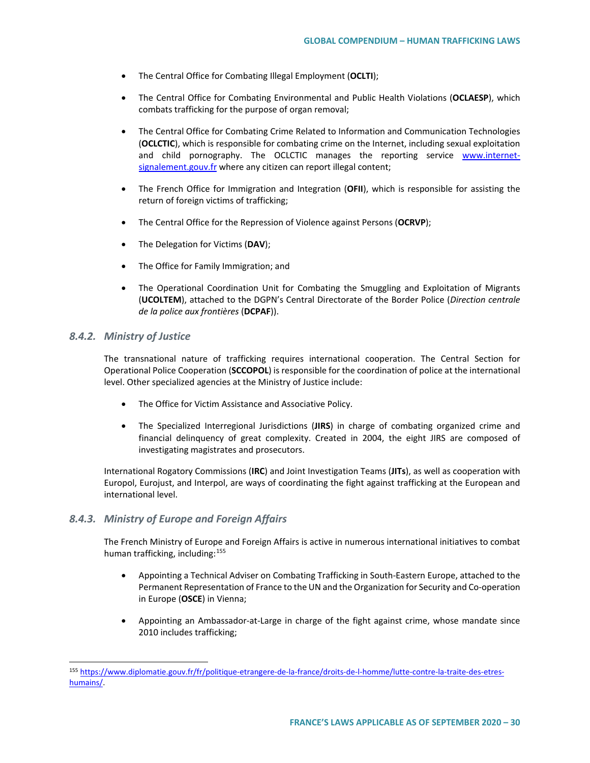- The Central Office for Combating Illegal Employment (**OCLTI**);
- The Central Office for Combating Environmental and Public Health Violations (**OCLAESP**), which combats trafficking for the purpose of organ removal;
- The Central Office for Combating Crime Related to Information and Communication Technologies (**OCLCTIC**), which is responsible for combating crime on the Internet, including sexual exploitation and child pornography. The OCLCTIC manages the reporting service [www.internet-signalement.gouv.fr](http://www.internet-signalement.gouv.fr) where any citizen can report illegal content;
- The French Office for Immigration and Integration (**OFII**), which is responsible for assisting the return of foreign victims of trafficking;
- The Central Office for the Repression of Violence against Persons (**OCRVP**);
- The Delegation for Victims (**DAV**);
- The Office for Family Immigration; and
- The Operational Coordination Unit for Combating the Smuggling and Exploitation of Migrants (**UCOLTEM**), attached to the DGPN's Central Directorate of the Border Police (*Direction centrale de la police aux frontières* (**DCPAF**)).

### 8.4.2. *Ministry of Justice*

The transnational nature of trafficking requires international cooperation. The Central Section for Operational Police Cooperation (**SCCOPOL**) is responsible for the coordination of police at the international level. Other specialized agencies at the Ministry of Justice include:

- The Office for Victim Assistance and Associative Policy.
- The Specialized Interregional Jurisdictions (**JIRS**) in charge of combating organized crime and financial delinquency of great complexity. Created in 2004, the eight JIRS are composed of investigating magistrates and prosecutors.

International Rogatory Commissions (**IRC**) and Joint Investigation Teams (**JITs**), as well as cooperation with Europol, Eurojust, and Interpol, are ways of coordinating the fight against trafficking at the European and international level.

### 8.4.3. *Ministry of Europe and Foreign Affairs*

The French Ministry of Europe and Foreign Affairs is active in numerous international initiatives to combat human trafficking, including:[155]

- Appointing a Technical Adviser on Combating Trafficking in South-Eastern Europe, attached to the Permanent Representation of France to the UN and the Organization for Security and Co-operation in Europe (**OSCE**) in Vienna;
- Appointing an Ambassador-at-Large in charge of the fight against crime, whose mandate since 2010 includes trafficking;

---

[155] [https://www.diplomatie.gouv.fr/fr/politique-etrangere-de-la-france/droits-de-l-homme/lutte-contre-la-traite-des-etres-humains/](https://www.diplomatie.gouv.fr/fr/politique-etrangere-de-la-france/droits-de-l-homme/lutte-contre-la-traite-des-etres-humains/).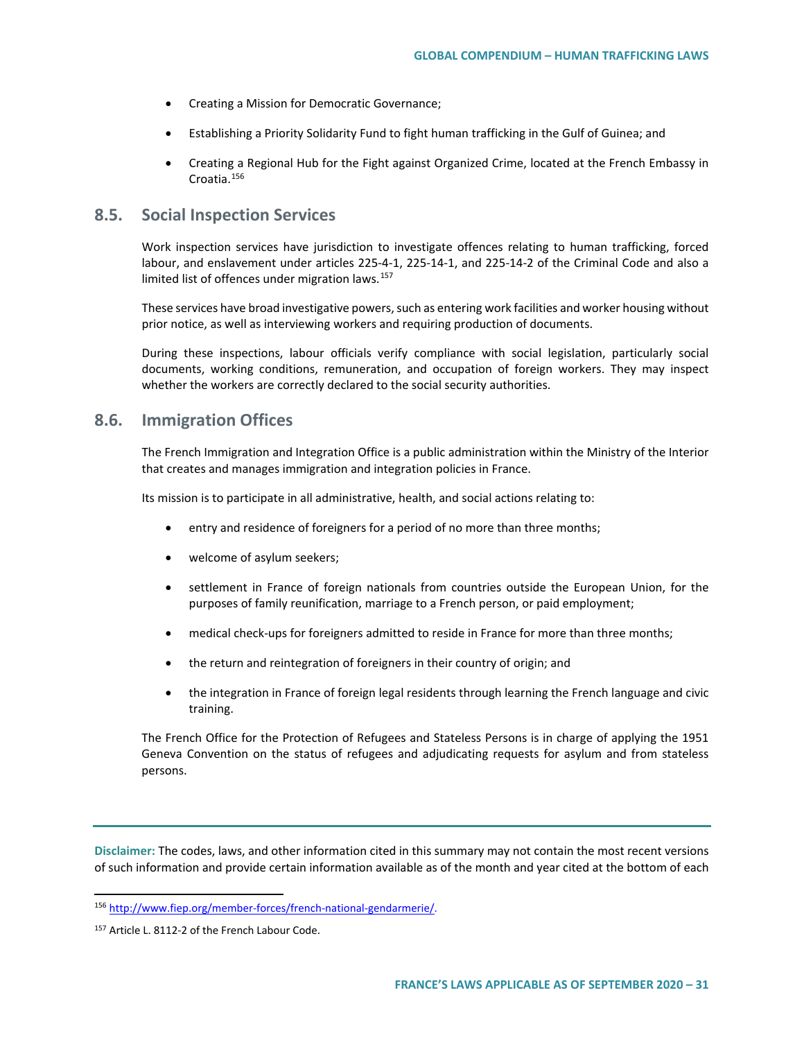- Creating a Mission for Democratic Governance;
- Establishing a Priority Solidarity Fund to fight human trafficking in the Gulf of Guinea; and
- Creating a Regional Hub for the Fight against Organized Crime, located at the French Embassy in Croatia.[156]

## 8.5. Social Inspection Services

Work inspection services have jurisdiction to investigate offences relating to human trafficking, forced labour, and enslavement under articles 225-4-1, 225-14-1, and 225-14-2 of the Criminal Code and also a limited list of offences under migration laws.[157]

These services have broad investigative powers, such as entering work facilities and worker housing without prior notice, as well as interviewing workers and requiring production of documents.

During these inspections, labour officials verify compliance with social legislation, particularly social documents, working conditions, remuneration, and occupation of foreign workers. They may inspect whether the workers are correctly declared to the social security authorities.

## 8.6. Immigration Offices

The French Immigration and Integration Office is a public administration within the Ministry of the Interior that creates and manages immigration and integration policies in France.

Its mission is to participate in all administrative, health, and social actions relating to:

- entry and residence of foreigners for a period of no more than three months;
- welcome of asylum seekers;
- settlement in France of foreign nationals from countries outside the European Union, for the purposes of family reunification, marriage to a French person, or paid employment;
- medical check-ups for foreigners admitted to reside in France for more than three months;
- the return and reintegration of foreigners in their country of origin; and
- the integration in France of foreign legal residents through learning the French language and civic training.

The French Office for the Protection of Refugees and Stateless Persons is in charge of applying the 1951 Geneva Convention on the status of refugees and adjudicating requests for asylum and from stateless persons.

---

**Disclaimer:** The codes, laws, and other information cited in this summary may not contain the most recent versions of such information and provide certain information available as of the month and year cited at the bottom of each

[156] http://www.fiep.org/member-forces/french-national-gendarmerie/.

[157] Article L. 8112-2 of the French Labour Code.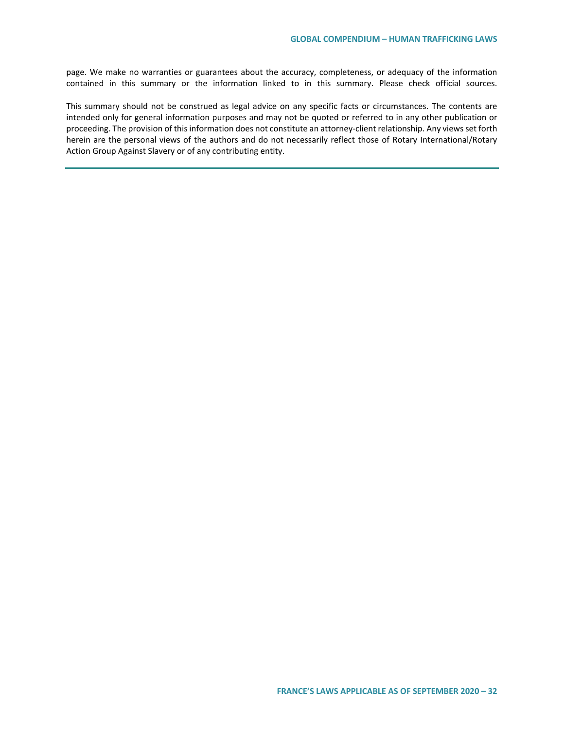page. We make no warranties or guarantees about the accuracy, completeness, or adequacy of the information contained in this summary or the information linked to in this summary. Please check official sources.

This summary should not be construed as legal advice on any specific facts or circumstances. The contents are intended only for general information purposes and may not be quoted or referred to in any other publication or proceeding. The provision of this information does not constitute an attorney-client relationship. Any views set forth herein are the personal views of the authors and do not necessarily reflect those of Rotary International/Rotary Action Group Against Slavery or of any contributing entity.